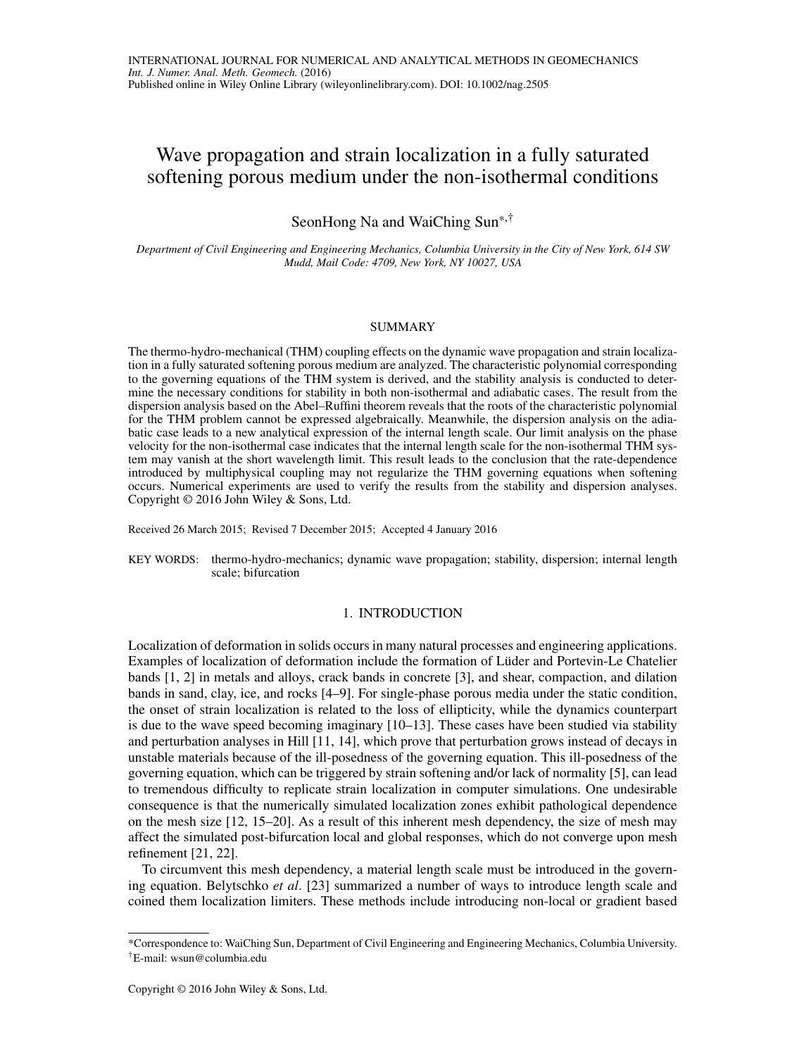INTERNATIONAL JOURNAL FOR NUMERICAL AND ANALYTICAL METHODS IN GEOMECHANICS
*Int. J. Numer. Anal. Meth. Geomech.* (2016)
Published online in Wiley Online Library (wileyonlinelibrary.com). DOI: 10.1002/nag.2505

# Wave propagation and strain localization in a fully saturated softening porous medium under the non-isothermal conditions

SeonHong Na and WaiChing Sun*,†

*Department of Civil Engineering and Engineering Mechanics, Columbia University in the City of New York, 614 SW Mudd, Mail Code: 4709, New York, NY 10027, USA*

## SUMMARY

The thermo-hydro-mechanical (THM) coupling effects on the dynamic wave propagation and strain localization in a fully saturated softening porous medium are analyzed. The characteristic polynomial corresponding to the governing equations of the THM system is derived, and the stability analysis is conducted to determine the necessary conditions for stability in both non-isothermal and adiabatic cases. The result from the dispersion analysis based on the Abel–Ruffini theorem reveals that the roots of the characteristic polynomial for the THM problem cannot be expressed algebraically. Meanwhile, the dispersion analysis on the adiabatic case leads to a new analytical expression of the internal length scale. Our limit analysis on the phase velocity for the non-isothermal case indicates that the internal length scale for the non-isothermal THM system may vanish at the short wavelength limit. This result leads to the conclusion that the rate-dependence introduced by multiphysical coupling may not regularize the THM governing equations when softening occurs. Numerical experiments are used to verify the results from the stability and dispersion analyses. Copyright © 2016 John Wiley & Sons, Ltd.

Received 26 March 2015; Revised 7 December 2015; Accepted 4 January 2016

KEY WORDS: thermo-hydro-mechanics; dynamic wave propagation; stability, dispersion; internal length scale; bifurcation

## 1. INTRODUCTION

Localization of deformation in solids occurs in many natural processes and engineering applications. Examples of localization of deformation include the formation of Lüder and Portevin-Le Chatelier bands [1, 2] in metals and alloys, crack bands in concrete [3], and shear, compaction, and dilation bands in sand, clay, ice, and rocks [4–9]. For single-phase porous media under the static condition, the onset of strain localization is related to the loss of ellipticity, while the dynamics counterpart is due to the wave speed becoming imaginary [10–13]. These cases have been studied via stability and perturbation analyses in Hill [11, 14], which prove that perturbation grows instead of decays in unstable materials because of the ill-posedness of the governing equation. This ill-posedness of the governing equation, which can be triggered by strain softening and/or lack of normality [5], can lead to tremendous difficulty to replicate strain localization in computer simulations. One undesirable consequence is that the numerically simulated localization zones exhibit pathological dependence on the mesh size [12, 15–20]. As a result of this inherent mesh dependency, the size of mesh may affect the simulated post-bifurcation local and global responses, which do not converge upon mesh refinement [21, 22].

To circumvent this mesh dependency, a material length scale must be introduced in the governing equation. Belytschko *et al*. [23] summarized a number of ways to introduce length scale and coined them localization limiters. These methods include introducing non-local or gradient based

---

*Correspondence to: WaiChing Sun, Department of Civil Engineering and Engineering Mechanics, Columbia University.
†E-mail: wsun@columbia.edu

Copyright © 2016 John Wiley & Sons, Ltd.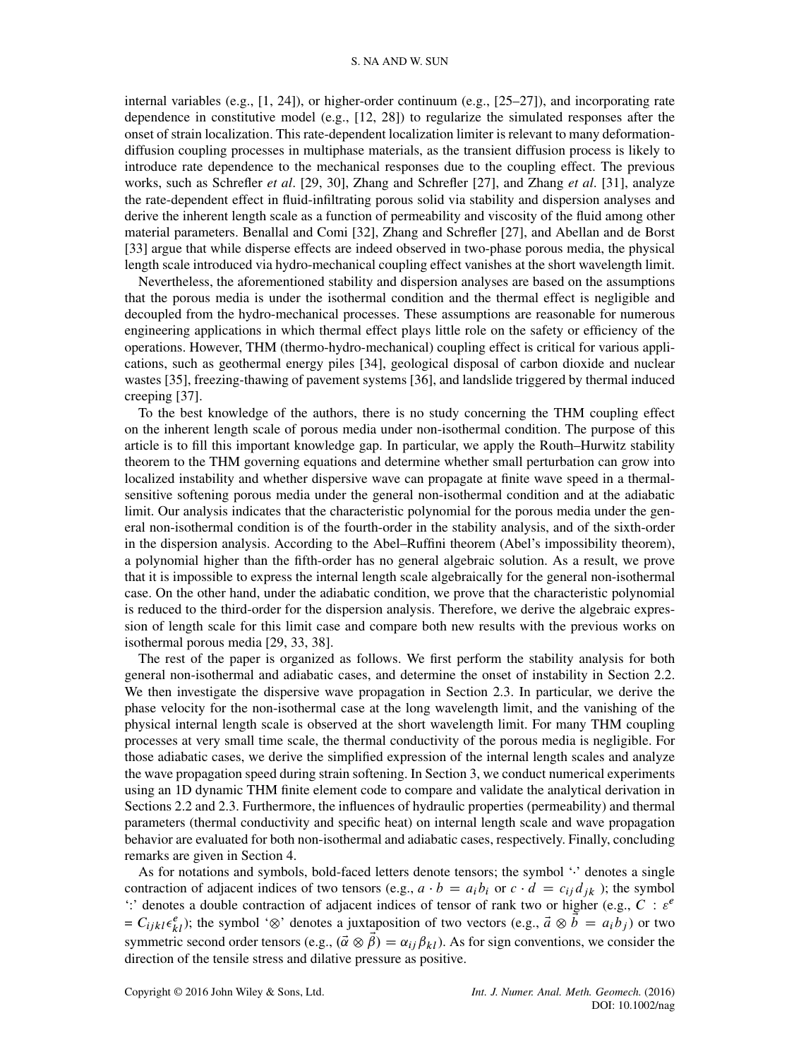internal variables (e.g., [1, 24]), or higher-order continuum (e.g., [25–27]), and incorporating rate dependence in constitutive model (e.g., [12, 28]) to regularize the simulated responses after the onset of strain localization. This rate-dependent localization limiter is relevant to many deformation-diffusion coupling processes in multiphase materials, as the transient diffusion process is likely to introduce rate dependence to the mechanical responses due to the coupling effect. The previous works, such as Schrefler *et al*. [29, 30], Zhang and Schrefler [27], and Zhang *et al*. [31], analyze the rate-dependent effect in fluid-infiltrating porous solid via stability and dispersion analyses and derive the inherent length scale as a function of permeability and viscosity of the fluid among other material parameters. Benallal and Comi [32], Zhang and Schrefler [27], and Abellan and de Borst [33] argue that while disperse effects are indeed observed in two-phase porous media, the physical length scale introduced via hydro-mechanical coupling effect vanishes at the short wavelength limit.

Nevertheless, the aforementioned stability and dispersion analyses are based on the assumptions that the porous media is under the isothermal condition and the thermal effect is negligible and decoupled from the hydro-mechanical processes. These assumptions are reasonable for numerous engineering applications in which thermal effect plays little role on the safety or efficiency of the operations. However, THM (thermo-hydro-mechanical) coupling effect is critical for various applications, such as geothermal energy piles [34], geological disposal of carbon dioxide and nuclear wastes [35], freezing-thawing of pavement systems [36], and landslide triggered by thermal induced creeping [37].

To the best knowledge of the authors, there is no study concerning the THM coupling effect on the inherent length scale of porous media under non-isothermal condition. The purpose of this article is to fill this important knowledge gap. In particular, we apply the Routh–Hurwitz stability theorem to the THM governing equations and determine whether small perturbation can grow into localized instability and whether dispersive wave can propagate at finite wave speed in a thermal-sensitive softening porous media under the general non-isothermal condition and at the adiabatic limit. Our analysis indicates that the characteristic polynomial for the porous media under the general non-isothermal condition is of the fourth-order in the stability analysis, and of the sixth-order in the dispersion analysis. According to the Abel–Ruffini theorem (Abel's impossibility theorem), a polynomial higher than the fifth-order has no general algebraic solution. As a result, we prove that it is impossible to express the internal length scale algebraically for the general non-isothermal case. On the other hand, under the adiabatic condition, we prove that the characteristic polynomial is reduced to the third-order for the dispersion analysis. Therefore, we derive the algebraic expression of length scale for this limit case and compare both new results with the previous works on isothermal porous media [29, 33, 38].

The rest of the paper is organized as follows. We first perform the stability analysis for both general non-isothermal and adiabatic cases, and determine the onset of instability in Section 2.2. We then investigate the dispersive wave propagation in Section 2.3. In particular, we derive the phase velocity for the non-isothermal case at the long wavelength limit, and the vanishing of the physical internal length scale is observed at the short wavelength limit. For many THM coupling processes at very small time scale, the thermal conductivity of the porous media is negligible. For those adiabatic cases, we derive the simplified expression of the internal length scales and analyze the wave propagation speed during strain softening. In Section 3, we conduct numerical experiments using an 1D dynamic THM finite element code to compare and validate the analytical derivation in Sections 2.2 and 2.3. Furthermore, the influences of hydraulic properties (permeability) and thermal parameters (thermal conductivity and specific heat) on internal length scale and wave propagation behavior are evaluated for both non-isothermal and adiabatic cases, respectively. Finally, concluding remarks are given in Section 4.

As for notations and symbols, bold-faced letters denote tensors; the symbol '$\cdot$' denotes a single contraction of adjacent indices of two tensors (e.g., $a \cdot b = a_i b_i$ or $c \cdot d = c_{ij} d_{jk}$ ); the symbol ':' denotes a double contraction of adjacent indices of tensor of rank two or higher (e.g., $\boldsymbol{C} : \varepsilon^e = C_{ijkl}\epsilon^e_{kl}$); the symbol '$\otimes$' denotes a juxtaposition of two vectors (e.g., $\vec{a} \otimes \vec{b} = a_i b_j$) or two symmetric second order tensors (e.g., $(\vec{\alpha} \otimes \vec{\beta}) = \alpha_{ij}\beta_{kl}$). As for sign conventions, we consider the direction of the tensile stress and dilative pressure as positive.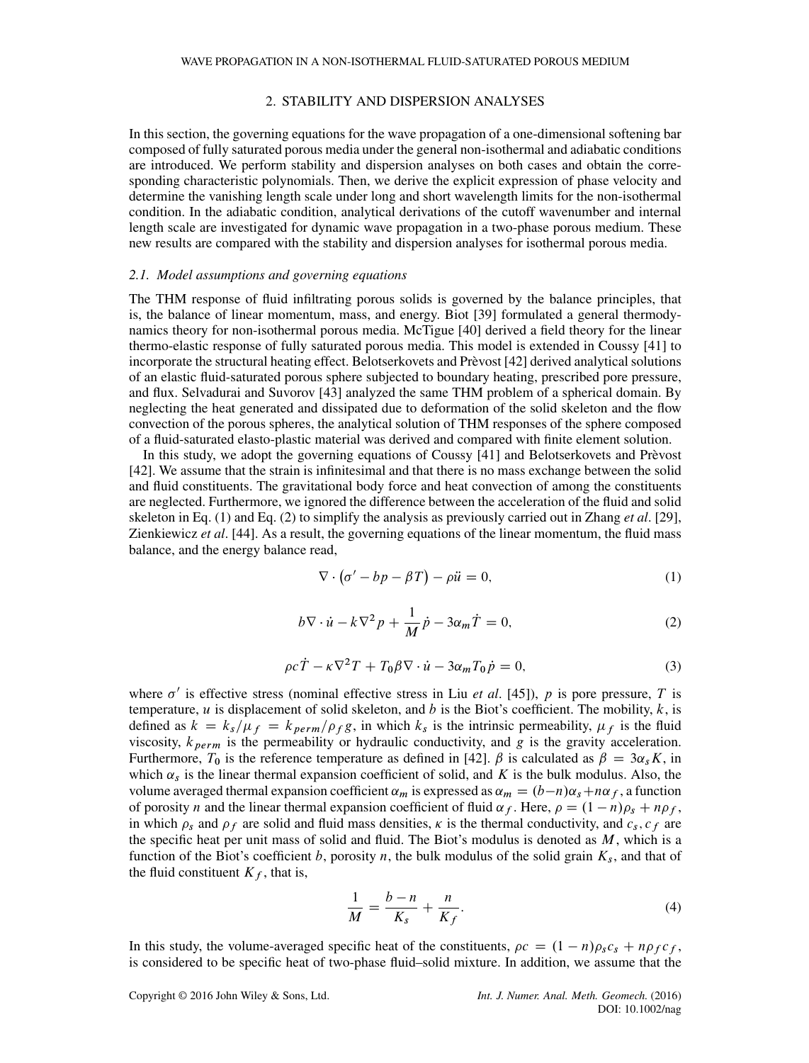## 2. STABILITY AND DISPERSION ANALYSES

In this section, the governing equations for the wave propagation of a one-dimensional softening bar composed of fully saturated porous media under the general non-isothermal and adiabatic conditions are introduced. We perform stability and dispersion analyses on both cases and obtain the corresponding characteristic polynomials. Then, we derive the explicit expression of phase velocity and determine the vanishing length scale under long and short wavelength limits for the non-isothermal condition. In the adiabatic condition, analytical derivations of the cutoff wavenumber and internal length scale are investigated for dynamic wave propagation in a two-phase porous medium. These new results are compared with the stability and dispersion analyses for isothermal porous media.

### *2.1. Model assumptions and governing equations*

The THM response of fluid infiltrating porous solids is governed by the balance principles, that is, the balance of linear momentum, mass, and energy. Biot [39] formulated a general thermodynamics theory for non-isothermal porous media. McTigue [40] derived a field theory for the linear thermo-elastic response of fully saturated porous media. This model is extended in Coussy [41] to incorporate the structural heating effect. Belotserkovets and Prèvost [42] derived analytical solutions of an elastic fluid-saturated porous sphere subjected to boundary heating, prescribed pore pressure, and flux. Selvadurai and Suvorov [43] analyzed the same THM problem of a spherical domain. By neglecting the heat generated and dissipated due to deformation of the solid skeleton and the flow convection of the porous spheres, the analytical solution of THM responses of the sphere composed of a fluid-saturated elasto-plastic material was derived and compared with finite element solution.

In this study, we adopt the governing equations of Coussy [41] and Belotserkovets and Prèvost [42]. We assume that the strain is infinitesimal and that there is no mass exchange between the solid and fluid constituents. The gravitational body force and heat convection of among the constituents are neglected. Furthermore, we ignored the difference between the acceleration of the fluid and solid skeleton in Eq. (1) and Eq. (2) to simplify the analysis as previously carried out in Zhang *et al*. [29], Zienkiewicz *et al*. [44]. As a result, the governing equations of the linear momentum, the fluid mass balance, and the energy balance read,

$$\nabla \cdot \left(\sigma' - bp - \beta T\right) - \rho \ddot{u} = 0, \tag{1}$$

$$b \nabla \cdot \dot{u} - k \nabla^2 p + \frac{1}{M}\dot{p} - 3\alpha_m \dot{T} = 0, \tag{2}$$

$$\rho c \dot{T} - \kappa \nabla^2 T + T_0 \beta \nabla \cdot \dot{u} - 3\alpha_m T_0 \dot{p} = 0, \tag{3}$$

where $\sigma'$ is effective stress (nominal effective stress in Liu *et al*. [45]), $p$ is pore pressure, $T$ is temperature, $u$ is displacement of solid skeleton, and $b$ is the Biot's coefficient. The mobility, $k$, is defined as $k = k_s/\mu_f = k_{perm}/\rho_f g$, in which $k_s$ is the intrinsic permeability, $\mu_f$ is the fluid viscosity, $k_{perm}$ is the permeability or hydraulic conductivity, and $g$ is the gravity acceleration. Furthermore, $T_0$ is the reference temperature as defined in [42]. $\beta$ is calculated as $\beta = 3\alpha_s K$, in which $\alpha_s$ is the linear thermal expansion coefficient of solid, and $K$ is the bulk modulus. Also, the volume averaged thermal expansion coefficient $\alpha_m$ is expressed as $\alpha_m = (b-n)\alpha_s + n\alpha_f$, a function of porosity $n$ and the linear thermal expansion coefficient of fluid $\alpha_f$. Here, $\rho = (1-n)\rho_s + n\rho_f$, in which $\rho_s$ and $\rho_f$ are solid and fluid mass densities, $\kappa$ is the thermal conductivity, and $c_s, c_f$ are the specific heat per unit mass of solid and fluid. The Biot's modulus is denoted as $M$, which is a function of the Biot's coefficient $b$, porosity $n$, the bulk modulus of the solid grain $K_s$, and that of the fluid constituent $K_f$, that is,

$$\frac{1}{M} = \frac{b-n}{K_s} + \frac{n}{K_f}. \tag{4}$$

In this study, the volume-averaged specific heat of the constituents, $\rho c = (1-n)\rho_s c_s + n\rho_f c_f$, is considered to be specific heat of two-phase fluid–solid mixture. In addition, we assume that the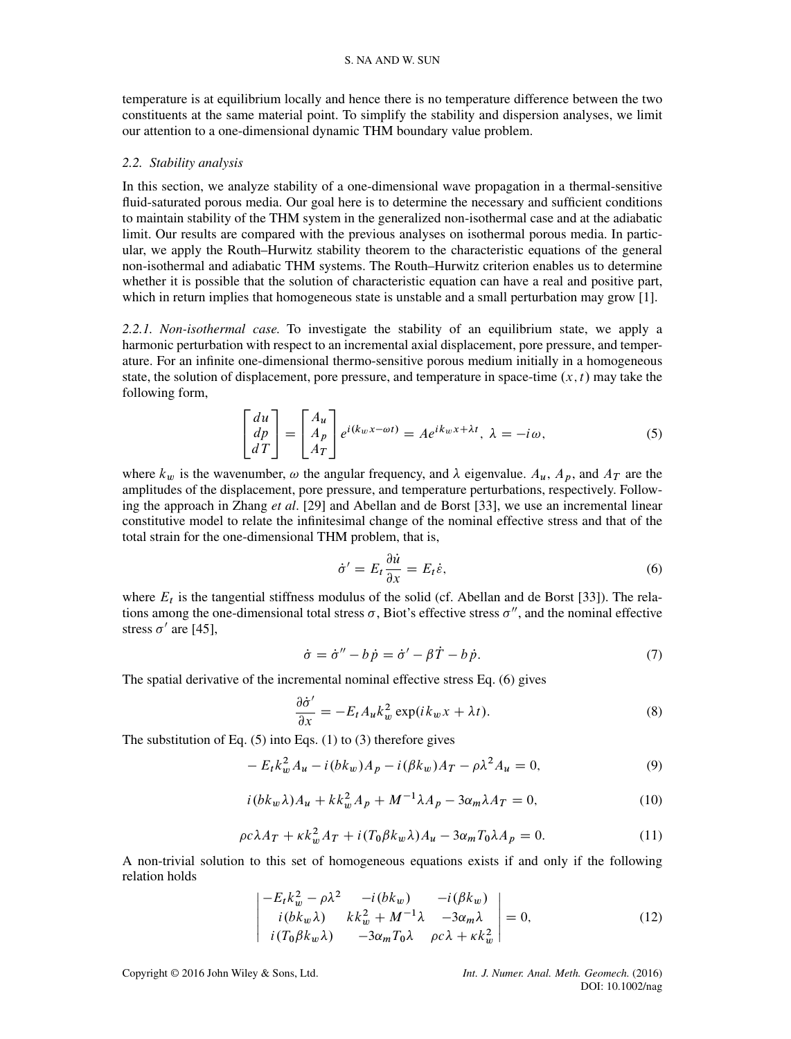temperature is at equilibrium locally and hence there is no temperature difference between the two constituents at the same material point. To simplify the stability and dispersion analyses, we limit our attention to a one-dimensional dynamic THM boundary value problem.

### 2.2. Stability analysis

In this section, we analyze stability of a one-dimensional wave propagation in a thermal-sensitive fluid-saturated porous media. Our goal here is to determine the necessary and sufficient conditions to maintain stability of the THM system in the generalized non-isothermal case and at the adiabatic limit. Our results are compared with the previous analyses on isothermal porous media. In particular, we apply the Routh–Hurwitz stability theorem to the characteristic equations of the general non-isothermal and adiabatic THM systems. The Routh–Hurwitz criterion enables us to determine whether it is possible that the solution of characteristic equation can have a real and positive part, which in return implies that homogeneous state is unstable and a small perturbation may grow [1].

*2.2.1. Non-isothermal case.* To investigate the stability of an equilibrium state, we apply a harmonic perturbation with respect to an incremental axial displacement, pore pressure, and temperature. For an infinite one-dimensional thermo-sensitive porous medium initially in a homogeneous state, the solution of displacement, pore pressure, and temperature in space-time $(x, t)$ may take the following form,

$$\begin{bmatrix} du \\ dp \\ dT \end{bmatrix} = \begin{bmatrix} A_u \\ A_p \\ A_T \end{bmatrix} e^{i(k_w x - \omega t)} = A e^{i k_w x + \lambda t},\ \lambda = -i\omega, \tag{5}$$

where $k_w$ is the wavenumber, $\omega$ the angular frequency, and $\lambda$ eigenvalue. $A_u$, $A_p$, and $A_T$ are the amplitudes of the displacement, pore pressure, and temperature perturbations, respectively. Following the approach in Zhang *et al*. [29] and Abellan and de Borst [33], we use an incremental linear constitutive model to relate the infinitesimal change of the nominal effective stress and that of the total strain for the one-dimensional THM problem, that is,

$$\dot{\sigma}' = E_t \frac{\partial \dot{u}}{\partial x} = E_t \dot{\varepsilon}, \tag{6}$$

where $E_t$ is the tangential stiffness modulus of the solid (cf. Abellan and de Borst [33]). The relations among the one-dimensional total stress $\sigma$, Biot's effective stress $\sigma''$, and the nominal effective stress $\sigma'$ are [45],

$$\dot{\sigma} = \dot{\sigma}'' - b\dot{p} = \dot{\sigma}' - \beta \dot{T} - b\dot{p}. \tag{7}$$

The spatial derivative of the incremental nominal effective stress Eq. (6) gives

$$\frac{\partial \dot{\sigma}'}{\partial x} = -E_t A_u k_w^2 \exp(i k_w x + \lambda t). \tag{8}$$

The substitution of Eq. (5) into Eqs. (1) to (3) therefore gives

$$-E_t k_w^2 A_u - i(b k_w) A_p - i(\beta k_w) A_T - \rho \lambda^2 A_u = 0, \tag{9}$$

$$i(b k_w \lambda) A_u + k k_w^2 A_p + M^{-1} \lambda A_p - 3\alpha_m \lambda A_T = 0, \tag{10}$$

$$\rho c \lambda A_T + \kappa k_w^2 A_T + i(T_0 \beta k_w \lambda) A_u - 3\alpha_m T_0 \lambda A_p = 0. \tag{11}$$

A non-trivial solution to this set of homogeneous equations exists if and only if the following relation holds

$$\begin{vmatrix} -E_t k_w^2 - \rho\lambda^2 & -i(b k_w) & -i(\beta k_w) \\ i(b k_w \lambda) & k k_w^2 + M^{-1}\lambda & -3\alpha_m \lambda \\ i(T_0 \beta k_w \lambda) & -3\alpha_m T_0 \lambda & \rho c \lambda + \kappa k_w^2 \end{vmatrix} = 0, \tag{12}$$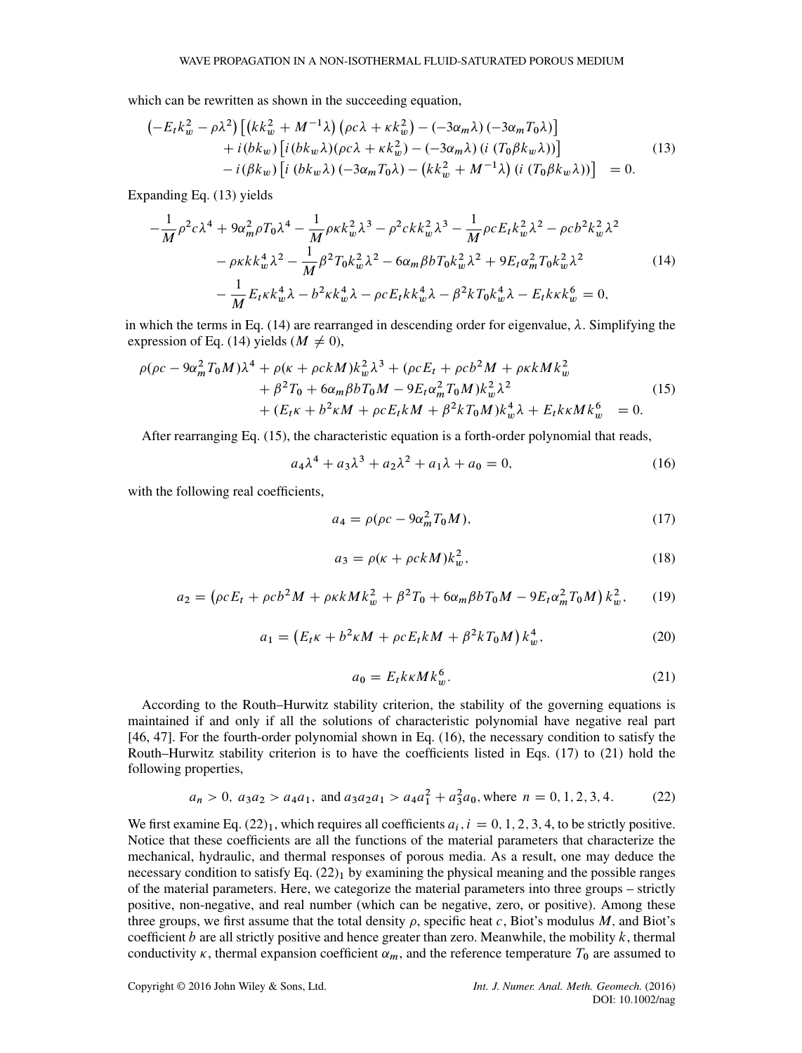which can be rewritten as shown in the succeeding equation,

$$
\begin{aligned}
\left(-E_t k_w^2 - \rho\lambda^2\right) &\left[\left(kk_w^2 + M^{-1}\lambda\right)\left(\rho c\lambda + \kappa k_w^2\right) - (-3\alpha_m \lambda)(-3\alpha_m T_0 \lambda)\right] \\
&+ i(bk_w)\left[i(bk_w\lambda)(\rho c\lambda + \kappa k_w^2) - (-3\alpha_m\lambda)(i\,(T_0\beta k_w\lambda))\right] \\
&- i(\beta k_w)\left[i\,(bk_w\lambda)(-3\alpha_m T_0\lambda) - \left(kk_w^2 + M^{-1}\lambda\right)(i\,(T_0\beta k_w\lambda))\right] \quad = 0.
\end{aligned} \tag{13}
$$

Expanding Eq. (13) yields

$$
\begin{aligned}
-\frac{1}{M}\rho^2 c\lambda^4 &+ 9\alpha_m^2\rho T_0\lambda^4 - \frac{1}{M}\rho\kappa k_w^2\lambda^3 - \rho^2 ckk_w^2\lambda^3 - \frac{1}{M}\rho c E_t k_w^2\lambda^2 - \rho c b^2 k_w^2\lambda^2 \\
&- \rho\kappa kk_w^4\lambda^2 - \frac{1}{M}\beta^2 T_0 k_w^2\lambda^2 - 6\alpha_m\beta b T_0 k_w^2\lambda^2 + 9E_t\alpha_m^2 T_0 k_w^2\lambda^2 \\
&- \frac{1}{M}E_t\kappa k_w^4\lambda - b^2\kappa k_w^4\lambda - \rho c E_t kk_w^4\lambda - \beta^2 kT_0 k_w^4\lambda - E_t k\kappa k_w^6 = 0,
\end{aligned} \tag{14}
$$

in which the terms in Eq. (14) are rearranged in descending order for eigenvalue, $\lambda$. Simplifying the expression of Eq. (14) yields ($M \neq 0$),

$$
\begin{aligned}
\rho(\rho c - 9\alpha_m^2 T_0 M)\lambda^4 &+ \rho(\kappa + \rho ckM)k_w^2\lambda^3 + (\rho c E_t + \rho c b^2 M + \rho\kappa kMk_w^2 \\
&+ \beta^2 T_0 + 6\alpha_m\beta b T_0 M - 9E_t\alpha_m^2 T_0 M)k_w^2\lambda^2 \\
&+ (E_t\kappa + b^2\kappa M + \rho c E_t kM + \beta^2 kT_0 M)k_w^4\lambda + E_t k\kappa M k_w^6 \quad = 0.
\end{aligned} \tag{15}
$$

After rearranging Eq. (15), the characteristic equation is a forth-order polynomial that reads,

$$
a_4\lambda^4 + a_3\lambda^3 + a_2\lambda^2 + a_1\lambda + a_0 = 0, \tag{16}
$$

with the following real coefficients,

$$
a_4 = \rho(\rho c - 9\alpha_m^2 T_0 M), \tag{17}
$$

$$
a_3 = \rho(\kappa + \rho ckM)k_w^2, \tag{18}
$$

$$
a_2 = \left(\rho c E_t + \rho c b^2 M + \rho\kappa kMk_w^2 + \beta^2 T_0 + 6\alpha_m\beta b T_0 M - 9E_t\alpha_m^2 T_0 M\right)k_w^2, \tag{19}
$$

$$
a_1 = \left(E_t\kappa + b^2\kappa M + \rho c E_t kM + \beta^2 kT_0 M\right)k_w^4, \tag{20}
$$

$$
a_0 = E_t k\kappa M k_w^6. \tag{21}
$$

According to the Routh–Hurwitz stability criterion, the stability of the governing equations is maintained if and only if all the solutions of characteristic polynomial have negative real part [46, 47]. For the fourth-order polynomial shown in Eq. (16), the necessary condition to satisfy the Routh–Hurwitz stability criterion is to have the coefficients listed in Eqs. (17) to (21) hold the following properties,

$$
a_n > 0,\ a_3 a_2 > a_4 a_1,\ \text{and}\ a_3 a_2 a_1 > a_4 a_1^2 + a_3^2 a_0, \text{where}\ n = 0, 1, 2, 3, 4. \tag{22}
$$

We first examine Eq. $(22)_1$, which requires all coefficients $a_i, i = 0, 1, 2, 3, 4$, to be strictly positive. Notice that these coefficients are all the functions of the material parameters that characterize the mechanical, hydraulic, and thermal responses of porous media. As a result, one may deduce the necessary condition to satisfy Eq. $(22)_1$ by examining the physical meaning and the possible ranges of the material parameters. Here, we categorize the material parameters into three groups – strictly positive, non-negative, and real number (which can be negative, zero, or positive). Among these three groups, we first assume that the total density $\rho$, specific heat $c$, Biot's modulus $M$, and Biot's coefficient $b$ are all strictly positive and hence greater than zero. Meanwhile, the mobility $k$, thermal conductivity $\kappa$, thermal expansion coefficient $\alpha_m$, and the reference temperature $T_0$ are assumed to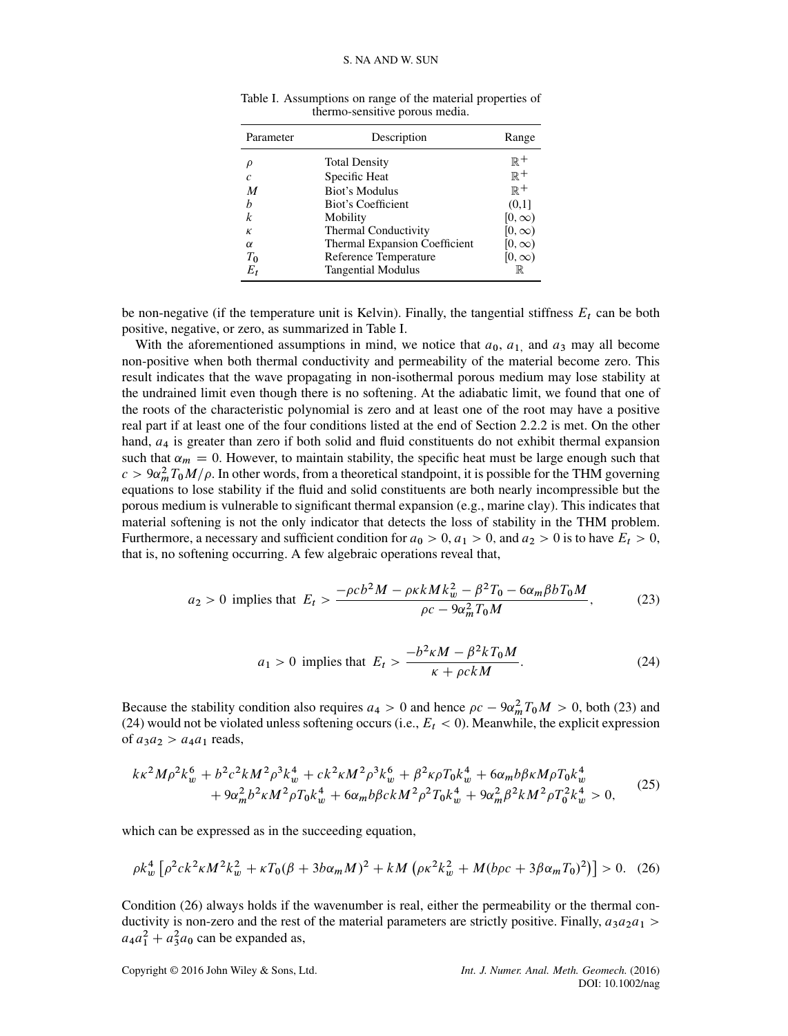Table I. Assumptions on range of the material properties of thermo-sensitive porous media.

| Parameter | Description | Range |
|---|---|---|
| $\rho$ | Total Density | $\mathbb{R}^+$ |
| $c$ | Specific Heat | $\mathbb{R}^+$ |
| $M$ | Biot's Modulus | $\mathbb{R}^+$ |
| $b$ | Biot's Coefficient | (0,1] |
| $k$ | Mobility | $[0, \infty)$ |
| $\kappa$ | Thermal Conductivity | $[0, \infty)$ |
| $\alpha$ | Thermal Expansion Coefficient | $[0, \infty)$ |
| $T_0$ | Reference Temperature | $[0, \infty)$ |
| $E_t$ | Tangential Modulus | $\mathbb{R}$ |

be non-negative (if the temperature unit is Kelvin). Finally, the tangential stiffness $E_t$ can be both positive, negative, or zero, as summarized in Table I.

With the aforementioned assumptions in mind, we notice that $a_0$, $a_1$, and $a_3$ may all become non-positive when both thermal conductivity and permeability of the material become zero. This result indicates that the wave propagating in non-isothermal porous medium may lose stability at the undrained limit even though there is no softening. At the adiabatic limit, we found that one of the roots of the characteristic polynomial is zero and at least one of the root may have a positive real part if at least one of the four conditions listed at the end of Section 2.2.2 is met. On the other hand, $a_4$ is greater than zero if both solid and fluid constituents do not exhibit thermal expansion such that $\alpha_m = 0$. However, to maintain stability, the specific heat must be large enough such that $c > 9\alpha_m^2 T_0 M/\rho$. In other words, from a theoretical standpoint, it is possible for the THM governing equations to lose stability if the fluid and solid constituents are both nearly incompressible but the porous medium is vulnerable to significant thermal expansion (e.g., marine clay). This indicates that material softening is not the only indicator that detects the loss of stability in the THM problem. Furthermore, a necessary and sufficient condition for $a_0 > 0$, $a_1 > 0$, and $a_2 > 0$ is to have $E_t > 0$, that is, no softening occurring. A few algebraic operations reveal that,

$$a_2 > 0 \ \text{implies that} \ E_t > \frac{-\rho c b^2 M - \rho \kappa k M k_w^2 - \beta^2 T_0 - 6\alpha_m \beta b T_0 M}{\rho c - 9\alpha_m^2 T_0 M}, \tag{23}$$

$$a_1 > 0 \ \text{implies that} \ E_t > \frac{-b^2 \kappa M - \beta^2 k T_0 M}{\kappa + \rho c k M}. \tag{24}$$

Because the stability condition also requires $a_4 > 0$ and hence $\rho c - 9\alpha_m^2 T_0 M > 0$, both (23) and (24) would not be violated unless softening occurs (i.e., $E_t < 0$). Meanwhile, the explicit expression of $a_3 a_2 > a_4 a_1$ reads,

$$\begin{aligned} &k\kappa^2 M \rho^2 k_w^6 + b^2 c^2 k M^2 \rho^3 k_w^4 + c k^2 \kappa M^2 \rho^3 k_w^6 + \beta^2 \kappa \rho T_0 k_w^4 + 6\alpha_m b \beta \kappa M \rho T_0 k_w^4 \\ &\quad + 9\alpha_m^2 b^2 \kappa M^2 \rho T_0 k_w^4 + 6\alpha_m b \beta c k M^2 \rho^2 T_0 k_w^4 + 9\alpha_m^2 \beta^2 k M^2 \rho T_0^2 k_w^4 > 0, \end{aligned} \tag{25}$$

which can be expressed as in the succeeding equation,

$$\rho k_w^4 \left[ \rho^2 c k^2 \kappa M^2 k_w^2 + \kappa T_0 (\beta + 3b\alpha_m M)^2 + k M \left( \rho \kappa^2 k_w^2 + M (b \rho c + 3\beta \alpha_m T_0)^2 \right) \right] > 0. \tag{26}$$

Condition (26) always holds if the wavenumber is real, either the permeability or the thermal conductivity is non-zero and the rest of the material parameters are strictly positive. Finally, $a_3 a_2 a_1 > a_4 a_1^2 + a_3^2 a_0$ can be expanded as,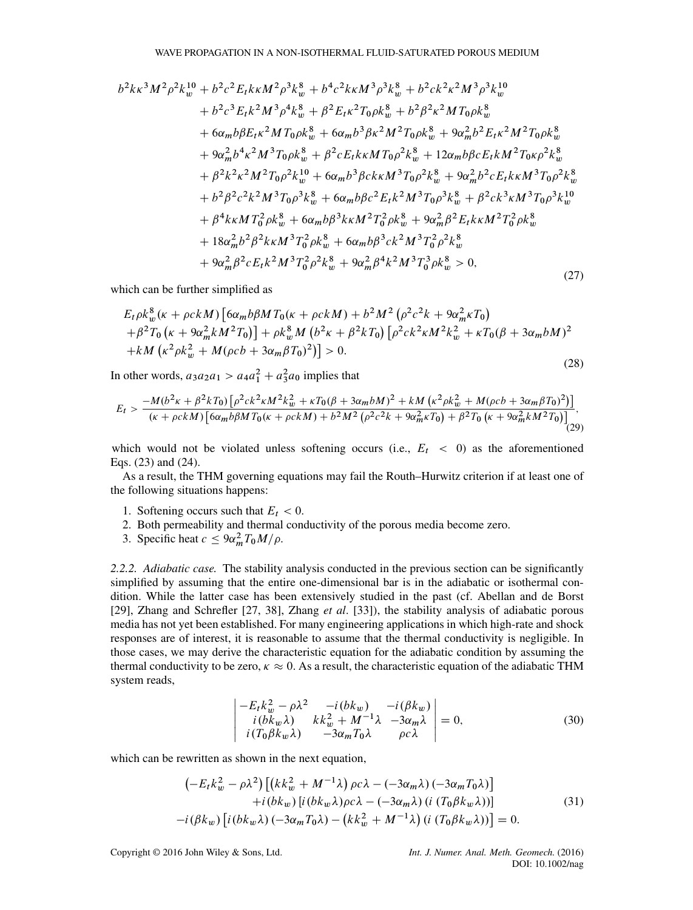$$
\begin{aligned}
& b^2 k\kappa^3 M^2 \rho^2 k_w^{10} + b^2 c^2 E_t k\kappa M^2 \rho^3 k_w^8 + b^4 c^2 k\kappa M^3 \rho^3 k_w^8 + b^2 ck^2 \kappa^2 M^3 \rho^3 k_w^{10} \\
& \quad + b^2 c^3 E_t k^2 M^3 \rho^4 k_w^8 + \beta^2 E_t \kappa^2 T_0 \rho k_w^8 + b^2 \beta^2 \kappa^2 M T_0 \rho k_w^8 \\
& \quad + 6\alpha_m b\beta E_t \kappa^2 M T_0 \rho k_w^8 + 6\alpha_m b^3 \beta \kappa^2 M^2 T_0 \rho k_w^8 + 9\alpha_m^2 b^2 E_t \kappa^2 M^2 T_0 \rho k_w^8 \\
& \quad + 9\alpha_m^2 b^4 \kappa^2 M^3 T_0 \rho k_w^8 + \beta^2 c E_t k\kappa M T_0 \rho^2 k_w^8 + 12\alpha_m b\beta c E_t k M^2 T_0 \kappa \rho^2 k_w^8 \\
& \quad + \beta^2 k^2 \kappa^2 M^2 T_0 \rho^2 k_w^{10} + 6\alpha_m b^3 \beta ck\kappa M^3 T_0 \rho^2 k_w^8 + 9\alpha_m^2 b^2 c E_t k\kappa M^3 T_0 \rho^2 k_w^8 \\
& \quad + b^2 \beta^2 c^2 k^2 M^3 T_0 \rho^3 k_w^8 + 6\alpha_m b\beta c^2 E_t k^2 M^3 T_0 \rho^3 k_w^8 + \beta^2 ck^3 \kappa M^3 T_0 \rho^3 k_w^{10} \\
& \quad + \beta^4 k\kappa M T_0^2 \rho k_w^8 + 6\alpha_m b\beta^3 k\kappa M^2 T_0^2 \rho k_w^8 + 9\alpha_m^2 \beta^2 E_t k\kappa M^2 T_0^2 \rho k_w^8 \\
& \quad + 18\alpha_m^2 b^2 \beta^2 k\kappa M^3 T_0^2 \rho k_w^8 + 6\alpha_m b\beta^3 ck^2 M^3 T_0^2 \rho^2 k_w^8 \\
& \quad + 9\alpha_m^2 \beta^2 c E_t k^2 M^3 T_0^2 \rho^2 k_w^8 + 9\alpha_m^2 \beta^4 k^2 M^3 T_0^3 \rho k_w^8 > 0,
\end{aligned}
\tag{27}
$$

which can be further simplified as

$$
\begin{aligned}
& E_t \rho k_w^8 (\kappa + \rho ckM) \left[ 6\alpha_m b\beta M T_0 (\kappa + \rho ckM) + b^2 M^2 \left( \rho^2 c^2 k + 9\alpha_m^2 \kappa T_0 \right) \right. \\
& \left. + \beta^2 T_0 \left( \kappa + 9\alpha_m^2 k M^2 T_0 \right) \right] + \rho k_w^8 M \left( b^2 \kappa + \beta^2 k T_0 \right) \left[ \rho^2 ck^2 \kappa M^2 k_w^2 + \kappa T_0 (\beta + 3\alpha_m b M)^2 \right. \\
& \left. + kM \left( \kappa^2 \rho k_w^2 + M(\rho cb + 3\alpha_m \beta T_0)^2 \right) \right] > 0.
\end{aligned}
\tag{28}
$$

In other words, $a_3 a_2 a_1 > a_4 a_1^2 + a_3^2 a_0$ implies that

$$
E_t > \frac{-M(b^2\kappa + \beta^2 k T_0)\left[\rho^2 ck^2 \kappa M^2 k_w^2 + \kappa T_0 (\beta + 3\alpha_m b M)^2 + kM\left(\kappa^2 \rho k_w^2 + M(\rho cb + 3\alpha_m \beta T_0)^2\right)\right]}{(\kappa + \rho ckM)\left[6\alpha_m b\beta M T_0(\kappa + \rho ckM) + b^2 M^2\left(\rho^2 c^2 k + 9\alpha_m^2 \kappa T_0\right) + \beta^2 T_0\left(\kappa + 9\alpha_m^2 k M^2 T_0\right)\right]},
\tag{29}
$$

which would not be violated unless softening occurs (i.e., $E_t < 0$) as the aforementioned Eqs. (23) and (24).

As a result, the THM governing equations may fail the Routh–Hurwitz criterion if at least one of the following situations happens:

1. Softening occurs such that $E_t < 0$.
2. Both permeability and thermal conductivity of the porous media become zero.
3. Specific heat $c \leq 9\alpha_m^2 T_0 M / \rho$.

*2.2.2. Adiabatic case.* The stability analysis conducted in the previous section can be significantly simplified by assuming that the entire one-dimensional bar is in the adiabatic or isothermal condition. While the latter case has been extensively studied in the past (cf. Abellan and de Borst [29], Zhang and Schrefler [27, 38], Zhang *et al*. [33]), the stability analysis of adiabatic porous media has not yet been established. For many engineering applications in which high-rate and shock responses are of interest, it is reasonable to assume that the thermal conductivity is negligible. In those cases, we may derive the characteristic equation for the adiabatic condition by assuming the thermal conductivity to be zero, $\kappa \approx 0$. As a result, the characteristic equation of the adiabatic THM system reads,

$$
\begin{vmatrix}
-E_t k_w^2 - \rho\lambda^2 & -i(bk_w) & -i(\beta k_w) \\
i(bk_w\lambda) & kk_w^2 + M^{-1}\lambda & -3\alpha_m\lambda \\
i(T_0\beta k_w\lambda) & -3\alpha_m T_0\lambda & \rho c\lambda
\end{vmatrix} = 0,
\tag{30}
$$

which can be rewritten as shown in the next equation,

$$
\begin{aligned}
\left(-E_t k_w^2 - \rho\lambda^2\right) & \left[\left(kk_w^2 + M^{-1}\lambda\right)\rho c\lambda - (-3\alpha_m\lambda)(-3\alpha_m T_0\lambda)\right] \\
& + i(bk_w)\left[i(bk_w\lambda)\rho c\lambda - (-3\alpha_m\lambda)\left(i\left(T_0\beta k_w\lambda\right)\right)\right] \\
- i(\beta k_w) & \left[i(bk_w\lambda)(-3\alpha_m T_0\lambda) - \left(kk_w^2 + M^{-1}\lambda\right)\left(i\left(T_0\beta k_w\lambda\right)\right)\right] = 0.
\end{aligned}
\tag{31}
$$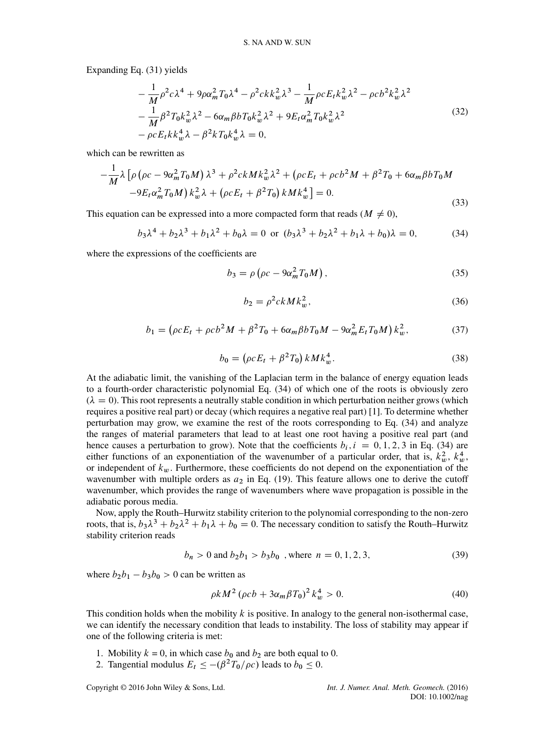Expanding Eq. (31) yields

$$
\begin{aligned}
&-\frac{1}{M}\rho^2 c\lambda^4 + 9\rho\alpha_m^2 T_0\lambda^4 - \rho^2 ckk_w^2\lambda^3 - \frac{1}{M}\rho c E_t k_w^2\lambda^2 - \rho c b^2 k_w^2\lambda^2 \\
&-\frac{1}{M}\beta^2 T_0 k_w^2\lambda^2 - 6\alpha_m\beta b T_0 k_w^2\lambda^2 + 9E_t\alpha_m^2 T_0 k_w^2\lambda^2 \\
&-\rho c E_t k k_w^4\lambda - \beta^2 k T_0 k_w^4\lambda = 0,
\end{aligned}
\tag{32}
$$

which can be rewritten as

$$
\begin{aligned}
-\frac{1}{M}\lambda\big[\rho\left(\rho c - 9\alpha_m^2 T_0 M\right)\lambda^3 + \rho^2 ckMk_w^2\lambda^2 + \left(\rho c E_t + \rho c b^2 M + \beta^2 T_0 + 6\alpha_m\beta b T_0 M\right. \\
\left. -9E_t\alpha_m^2 T_0 M\right)k_w^2\lambda + \left(\rho c E_t + \beta^2 T_0\right)kMk_w^4\big] = 0.
\end{aligned}
\tag{33}
$$

This equation can be expressed into a more compacted form that reads ($M \neq 0$),

$$
b_3\lambda^4 + b_2\lambda^3 + b_1\lambda^2 + b_0\lambda = 0 \text{ or } (b_3\lambda^3 + b_2\lambda^2 + b_1\lambda + b_0)\lambda = 0, \tag{34}
$$

where the expressions of the coefficients are

$$
b_3 = \rho\left(\rho c - 9\alpha_m^2 T_0 M\right), \tag{35}
$$

$$
b_2 = \rho^2 ckMk_w^2, \tag{36}
$$

$$
b_1 = \left(\rho c E_t + \rho c b^2 M + \beta^2 T_0 + 6\alpha_m\beta b T_0 M - 9\alpha_m^2 E_t T_0 M\right)k_w^2, \tag{37}
$$

$$
b_0 = \left(\rho c E_t + \beta^2 T_0\right)kMk_w^4. \tag{38}
$$

At the adiabatic limit, the vanishing of the Laplacian term in the balance of energy equation leads to a fourth-order characteristic polynomial Eq. (34) of which one of the roots is obviously zero ($\lambda = 0$). This root represents a neutrally stable condition in which perturbation neither grows (which requires a positive real part) or decay (which requires a negative real part) [1]. To determine whether perturbation may grow, we examine the rest of the roots corresponding to Eq. (34) and analyze the ranges of material parameters that lead to at least one root having a positive real part (and hence causes a perturbation to grow). Note that the coefficients $b_i, i = 0, 1, 2, 3$ in Eq. (34) are either functions of an exponentiation of the wavenumber of a particular order, that is, $k_w^2$, $k_w^4$, or independent of $k_w$. Furthermore, these coefficients do not depend on the exponentiation of the wavenumber with multiple orders as $a_2$ in Eq. (19). This feature allows one to derive the cutoff wavenumber, which provides the range of wavenumbers where wave propagation is possible in the adiabatic porous media.

Now, apply the Routh–Hurwitz stability criterion to the polynomial corresponding to the non-zero roots, that is, $b_3\lambda^3 + b_2\lambda^2 + b_1\lambda + b_0 = 0$. The necessary condition to satisfy the Routh–Hurwitz stability criterion reads

$$
b_n > 0 \text{ and } b_2 b_1 > b_3 b_0 \text{ , where } n = 0, 1, 2, 3, \tag{39}
$$

where $b_2 b_1 - b_3 b_0 > 0$ can be written as

$$
\rho k M^2\left(\rho c b + 3\alpha_m\beta T_0\right)^2 k_w^4 > 0. \tag{40}
$$

This condition holds when the mobility $k$ is positive. In analogy to the general non-isothermal case, we can identify the necessary condition that leads to instability. The loss of stability may appear if one of the following criteria is met:

1. Mobility $k = 0$, in which case $b_0$ and $b_2$ are both equal to 0.
2. Tangential modulus $E_t \leq -(\beta^2 T_0/\rho c)$ leads to $b_0 \leq 0$.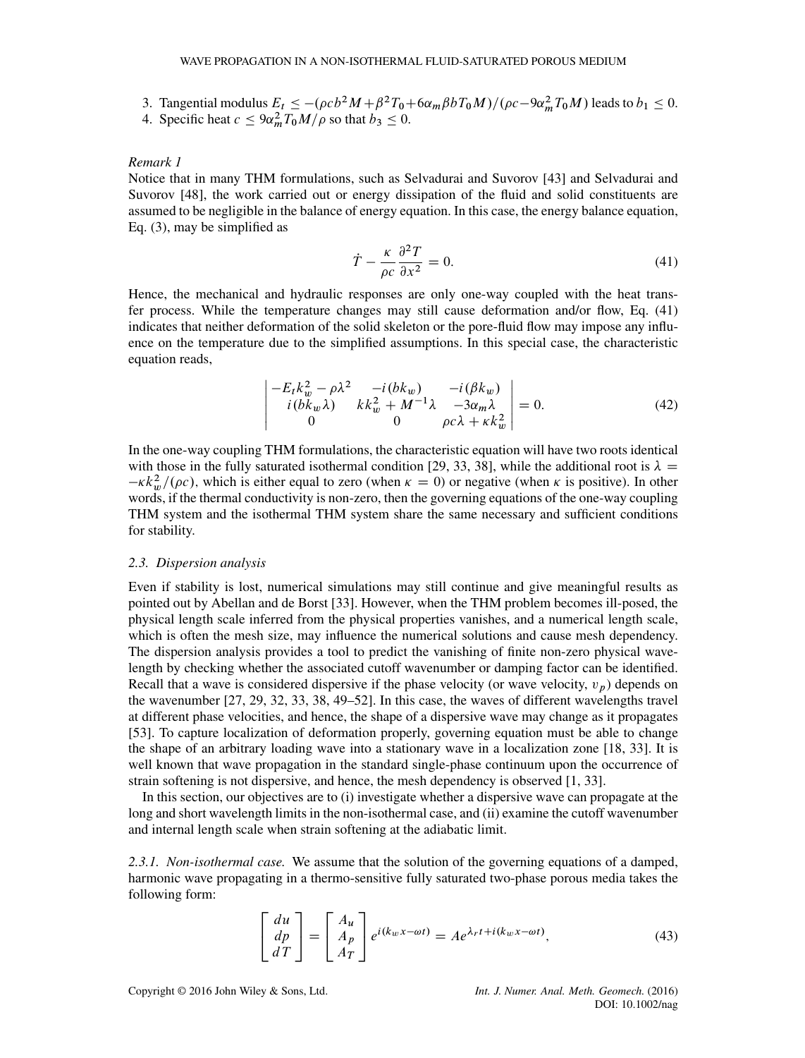3. Tangential modulus $E_t \leq -(\rho c b^2 M + \beta^2 T_0 + 6\alpha_m \beta b T_0 M)/(\rho c - 9\alpha_m^2 T_0 M)$ leads to $b_1 \leq 0$.
4. Specific heat $c \leq 9\alpha_m^2 T_0 M/\rho$ so that $b_3 \leq 0$.

*Remark 1*

Notice that in many THM formulations, such as Selvadurai and Suvorov [43] and Selvadurai and Suvorov [48], the work carried out or energy dissipation of the fluid and solid constituents are assumed to be negligible in the balance of energy equation. In this case, the energy balance equation, Eq. (3), may be simplified as

$$\dot{T} - \frac{\kappa}{\rho c}\frac{\partial^2 T}{\partial x^2} = 0. \tag{41}$$

Hence, the mechanical and hydraulic responses are only one-way coupled with the heat transfer process. While the temperature changes may still cause deformation and/or flow, Eq. (41) indicates that neither deformation of the solid skeleton or the pore-fluid flow may impose any influence on the temperature due to the simplified assumptions. In this special case, the characteristic equation reads,

$$\begin{vmatrix} -E_t k_w^2 - \rho\lambda^2 & -i(bk_w) & -i(\beta k_w) \\ i(bk_w\lambda) & kk_w^2 + M^{-1}\lambda & -3\alpha_m\lambda \\ 0 & 0 & \rho c\lambda + \kappa k_w^2 \end{vmatrix} = 0. \tag{42}$$

In the one-way coupling THM formulations, the characteristic equation will have two roots identical with those in the fully saturated isothermal condition [29, 33, 38], while the additional root is $\lambda = -\kappa k_w^2/(\rho c)$, which is either equal to zero (when $\kappa = 0$) or negative (when $\kappa$ is positive). In other words, if the thermal conductivity is non-zero, then the governing equations of the one-way coupling THM system and the isothermal THM system share the same necessary and sufficient conditions for stability.

### 2.3. Dispersion analysis

Even if stability is lost, numerical simulations may still continue and give meaningful results as pointed out by Abellan and de Borst [33]. However, when the THM problem becomes ill-posed, the physical length scale inferred from the physical properties vanishes, and a numerical length scale, which is often the mesh size, may influence the numerical solutions and cause mesh dependency. The dispersion analysis provides a tool to predict the vanishing of finite non-zero physical wavelength by checking whether the associated cutoff wavenumber or damping factor can be identified. Recall that a wave is considered dispersive if the phase velocity (or wave velocity, $v_p$) depends on the wavenumber [27, 29, 32, 33, 38, 49–52]. In this case, the waves of different wavelengths travel at different phase velocities, and hence, the shape of a dispersive wave may change as it propagates [53]. To capture localization of deformation properly, governing equation must be able to change the shape of an arbitrary loading wave into a stationary wave in a localization zone [18, 33]. It is well known that wave propagation in the standard single-phase continuum upon the occurrence of strain softening is not dispersive, and hence, the mesh dependency is observed [1, 33].

In this section, our objectives are to (i) investigate whether a dispersive wave can propagate at the long and short wavelength limits in the non-isothermal case, and (ii) examine the cutoff wavenumber and internal length scale when strain softening at the adiabatic limit.

#### 2.3.1. Non-isothermal case.

We assume that the solution of the governing equations of a damped, harmonic wave propagating in a thermo-sensitive fully saturated two-phase porous media takes the following form:

$$\begin{bmatrix} du \\ dp \\ dT \end{bmatrix} = \begin{bmatrix} A_u \\ A_p \\ A_T \end{bmatrix} e^{i(k_w x - \omega t)} = A e^{\lambda_r t + i(k_w x - \omega t)}, \tag{43}$$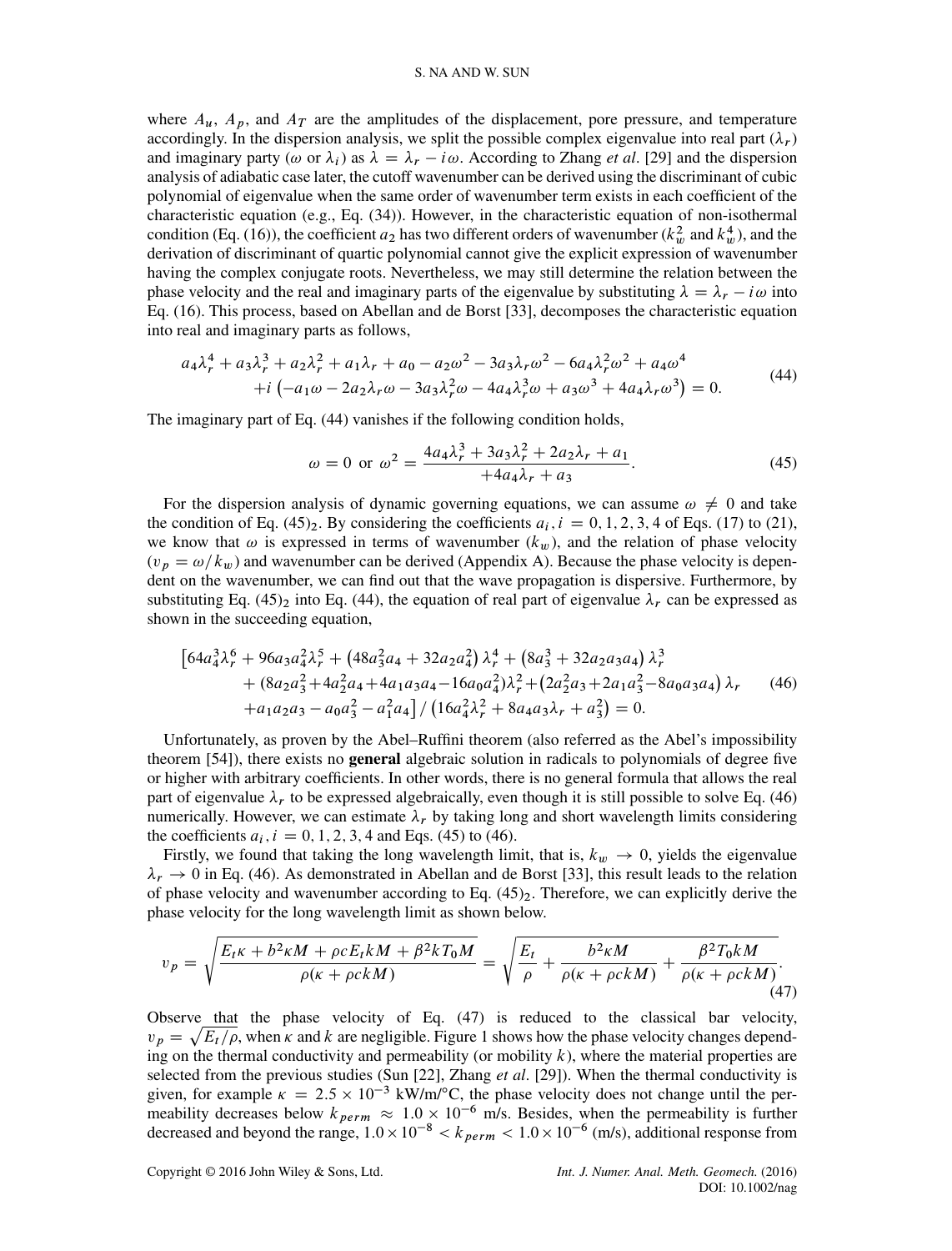where $A_u$, $A_p$, and $A_T$ are the amplitudes of the displacement, pore pressure, and temperature accordingly. In the dispersion analysis, we split the possible complex eigenvalue into real part ($\lambda_r$) and imaginary party ($\omega$ or $\lambda_i$) as $\lambda = \lambda_r - i\omega$. According to Zhang *et al*. [29] and the dispersion analysis of adiabatic case later, the cutoff wavenumber can be derived using the discriminant of cubic polynomial of eigenvalue when the same order of wavenumber term exists in each coefficient of the characteristic equation (e.g., Eq. (34)). However, in the characteristic equation of non-isothermal condition (Eq. (16)), the coefficient $a_2$ has two different orders of wavenumber ($k_w^2$ and $k_w^4$), and the derivation of discriminant of quartic polynomial cannot give the explicit expression of wavenumber having the complex conjugate roots. Nevertheless, we may still determine the relation between the phase velocity and the real and imaginary parts of the eigenvalue by substituting $\lambda = \lambda_r - i\omega$ into Eq. (16). This process, based on Abellan and de Borst [33], decomposes the characteristic equation into real and imaginary parts as follows,

$$
\begin{aligned}
&a_4\lambda_r^4 + a_3\lambda_r^3 + a_2\lambda_r^2 + a_1\lambda_r + a_0 - a_2\omega^2 - 3a_3\lambda_r\omega^2 - 6a_4\lambda_r^2\omega^2 + a_4\omega^4 \\
&\quad + i\left(-a_1\omega - 2a_2\lambda_r\omega - 3a_3\lambda_r^2\omega - 4a_4\lambda_r^3\omega + a_3\omega^3 + 4a_4\lambda_r\omega^3\right) = 0.
\end{aligned}
\tag{44}
$$

The imaginary part of Eq. (44) vanishes if the following condition holds,

$$
\omega = 0 \text{ or } \omega^2 = \frac{4a_4\lambda_r^3 + 3a_3\lambda_r^2 + 2a_2\lambda_r + a_1}{+4a_4\lambda_r + a_3}. \tag{45}
$$

For the dispersion analysis of dynamic governing equations, we can assume $\omega \neq 0$ and take the condition of Eq. $(45)_2$. By considering the coefficients $a_i, i = 0, 1, 2, 3, 4$ of Eqs. (17) to (21), we know that $\omega$ is expressed in terms of wavenumber ($k_w$), and the relation of phase velocity ($v_p = \omega/k_w$) and wavenumber can be derived (Appendix A). Because the phase velocity is dependent on the wavenumber, we can find out that the wave propagation is dispersive. Furthermore, by substituting Eq. $(45)_2$ into Eq. (44), the equation of real part of eigenvalue $\lambda_r$ can be expressed as shown in the succeeding equation,

$$
\begin{aligned}
&\left[64a_4^3\lambda_r^6 + 96a_3a_4^2\lambda_r^5 + \left(48a_3^2a_4 + 32a_2a_4^2\right)\lambda_r^4 + \left(8a_3^3 + 32a_2a_3a_4\right)\lambda_r^3\right. \\
&\quad + (8a_2a_3^2 + 4a_2^2a_4 + 4a_1a_3a_4 - 16a_0a_4^2)\lambda_r^2 + \left(2a_2^2a_3 + 2a_1a_3^2 - 8a_0a_3a_4\right)\lambda_r \\
&\quad \left. + a_1a_2a_3 - a_0a_3^2 - a_1^2a_4\right] / \left(16a_4^2\lambda_r^2 + 8a_4a_3\lambda_r + a_3^2\right) = 0.
\end{aligned}
\tag{46}
$$

Unfortunately, as proven by the Abel–Ruffini theorem (also referred as the Abel's impossibility theorem [54]), there exists no **general** algebraic solution in radicals to polynomials of degree five or higher with arbitrary coefficients. In other words, there is no general formula that allows the real part of eigenvalue $\lambda_r$ to be expressed algebraically, even though it is still possible to solve Eq. (46) numerically. However, we can estimate $\lambda_r$ by taking long and short wavelength limits considering the coefficients $a_i, i = 0, 1, 2, 3, 4$ and Eqs. (45) to (46).

Firstly, we found that taking the long wavelength limit, that is, $k_w \to 0$, yields the eigenvalue $\lambda_r \to 0$ in Eq. (46). As demonstrated in Abellan and de Borst [33], this result leads to the relation of phase velocity and wavenumber according to Eq. $(45)_2$. Therefore, we can explicitly derive the phase velocity for the long wavelength limit as shown below.

$$
v_p = \sqrt{\frac{E_t\kappa + b^2\kappa M + \rho c E_t k M + \beta^2 k T_0 M}{\rho(\kappa + \rho c k M)}} = \sqrt{\frac{E_t}{\rho} + \frac{b^2\kappa M}{\rho(\kappa + \rho c k M)} + \frac{\beta^2 T_0 k M}{\rho(\kappa + \rho c k M)}}. \tag{47}
$$

Observe that the phase velocity of Eq. (47) is reduced to the classical bar velocity, $v_p = \sqrt{E_t/\rho}$, when $\kappa$ and $k$ are negligible. Figure 1 shows how the phase velocity changes depending on the thermal conductivity and permeability (or mobility $k$), where the material properties are selected from the previous studies (Sun [22], Zhang *et al*. [29]). When the thermal conductivity is given, for example $\kappa = 2.5 \times 10^{-3}$ kW/m/°C, the phase velocity does not change until the permeability decreases below $k_{perm} \approx 1.0 \times 10^{-6}$ m/s. Besides, when the permeability is further decreased and beyond the range, $1.0 \times 10^{-8} < k_{perm} < 1.0 \times 10^{-6}$ (m/s), additional response from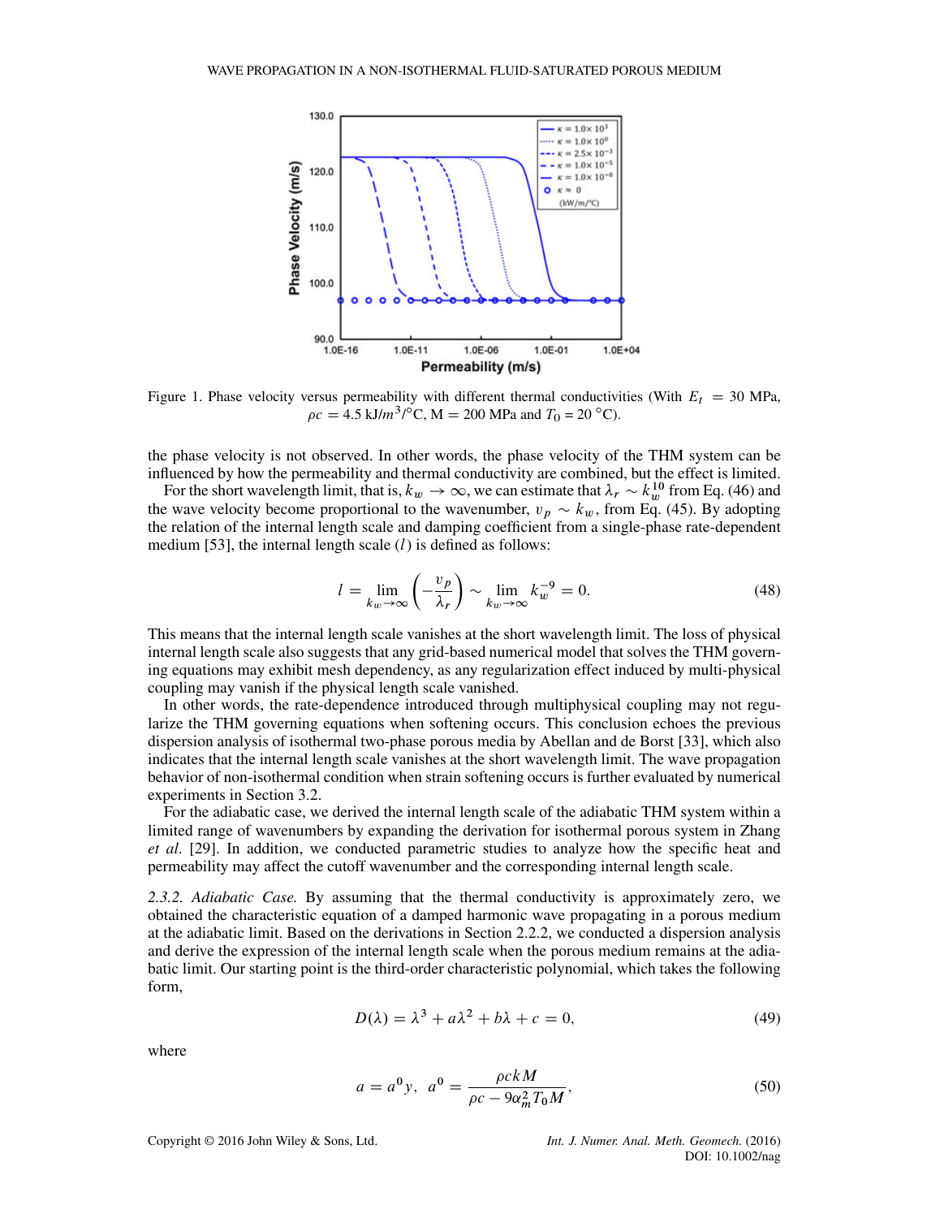Figure 1. Phase velocity versus permeability with different thermal conductivities (With $E_t$ = 30 MPa, $\rho c$ = 4.5 kJ/$m^3$/°C, M = 200 MPa and $T_0$ = 20 °C).

the phase velocity is not observed. In other words, the phase velocity of the THM system can be influenced by how the permeability and thermal conductivity are combined, but the effect is limited.

For the short wavelength limit, that is, $k_w \to \infty$, we can estimate that $\lambda_r \sim k_w^{10}$ from Eq. (46) and the wave velocity become proportional to the wavenumber, $v_p \sim k_w$, from Eq. (45). By adopting the relation of the internal length scale and damping coefficient from a single-phase rate-dependent medium [53], the internal length scale ($l$) is defined as follows:

$$l = \lim_{k_w \to \infty} \left( -\frac{v_p}{\lambda_r} \right) \sim \lim_{k_w \to \infty} k_w^{-9} = 0. \tag{48}$$

This means that the internal length scale vanishes at the short wavelength limit. The loss of physical internal length scale also suggests that any grid-based numerical model that solves the THM governing equations may exhibit mesh dependency, as any regularization effect induced by multi-physical coupling may vanish if the physical length scale vanished.

In other words, the rate-dependence introduced through multiphysical coupling may not regularize the THM governing equations when softening occurs. This conclusion echoes the previous dispersion analysis of isothermal two-phase porous media by Abellan and de Borst [33], which also indicates that the internal length scale vanishes at the short wavelength limit. The wave propagation behavior of non-isothermal condition when strain softening occurs is further evaluated by numerical experiments in Section 3.2.

For the adiabatic case, we derived the internal length scale of the adiabatic THM system within a limited range of wavenumbers by expanding the derivation for isothermal porous system in Zhang *et al.* [29]. In addition, we conducted parametric studies to analyze how the specific heat and permeability may affect the cutoff wavenumber and the corresponding internal length scale.

*2.3.2. Adiabatic Case.* By assuming that the thermal conductivity is approximately zero, we obtained the characteristic equation of a damped harmonic wave propagating in a porous medium at the adiabatic limit. Based on the derivations in Section 2.2.2, we conducted a dispersion analysis and derive the expression of the internal length scale when the porous medium remains at the adiabatic limit. Our starting point is the third-order characteristic polynomial, which takes the following form,

$$D(\lambda) = \lambda^3 + a\lambda^2 + b\lambda + c = 0, \tag{49}$$

where

$$a = a^0 y, \quad a^0 = \frac{\rho c k M}{\rho c - 9\alpha_m^2 T_0 M}, \tag{50}$$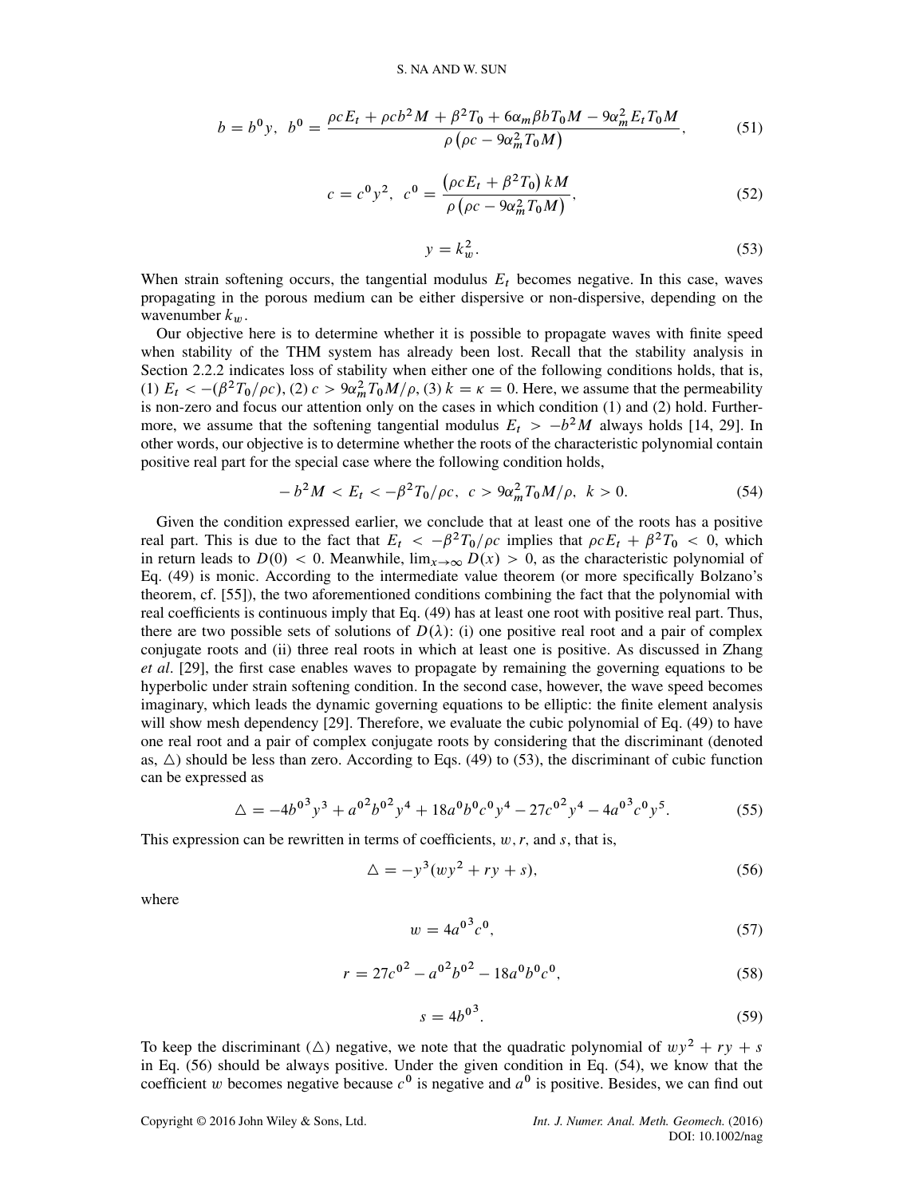$$b = b^0 y, \;\; b^0 = \frac{\rho c E_t + \rho c b^2 M + \beta^2 T_0 + 6\alpha_m \beta b T_0 M - 9\alpha_m^2 E_t T_0 M}{\rho\left(\rho c - 9\alpha_m^2 T_0 M\right)}, \tag{51}$$

$$c = c^0 y^2, \;\; c^0 = \frac{\left(\rho c E_t + \beta^2 T_0\right) k M}{\rho\left(\rho c - 9\alpha_m^2 T_0 M\right)}, \tag{52}$$

$$y = k_w^2. \tag{53}$$

When strain softening occurs, the tangential modulus $E_t$ becomes negative. In this case, waves propagating in the porous medium can be either dispersive or non-dispersive, depending on the wavenumber $k_w$.

Our objective here is to determine whether it is possible to propagate waves with finite speed when stability of the THM system has already been lost. Recall that the stability analysis in Section 2.2.2 indicates loss of stability when either one of the following conditions holds, that is, (1) $E_t < -(\beta^2 T_0/\rho c)$, (2) $c > 9\alpha_m^2 T_0 M/\rho$, (3) $k = \kappa = 0$. Here, we assume that the permeability is non-zero and focus our attention only on the cases in which condition (1) and (2) hold. Furthermore, we assume that the softening tangential modulus $E_t > -b^2 M$ always holds [14, 29]. In other words, our objective is to determine whether the roots of the characteristic polynomial contain positive real part for the special case where the following condition holds,

$$-b^2 M < E_t < -\beta^2 T_0/\rho c, \;\; c > 9\alpha_m^2 T_0 M/\rho, \;\; k > 0. \tag{54}$$

Given the condition expressed earlier, we conclude that at least one of the roots has a positive real part. This is due to the fact that $E_t < -\beta^2 T_0/\rho c$ implies that $\rho c E_t + \beta^2 T_0 < 0$, which in return leads to $D(0) < 0$. Meanwhile, $\lim_{x\to\infty} D(x) > 0$, as the characteristic polynomial of Eq. (49) is monic. According to the intermediate value theorem (or more specifically Bolzano's theorem, cf. [55]), the two aforementioned conditions combining the fact that the polynomial with real coefficients is continuous imply that Eq. (49) has at least one root with positive real part. Thus, there are two possible sets of solutions of $D(\lambda)$: (i) one positive real root and a pair of complex conjugate roots and (ii) three real roots in which at least one is positive. As discussed in Zhang *et al*. [29], the first case enables waves to propagate by remaining the governing equations to be hyperbolic under strain softening condition. In the second case, however, the wave speed becomes imaginary, which leads the dynamic governing equations to be elliptic: the finite element analysis will show mesh dependency [29]. Therefore, we evaluate the cubic polynomial of Eq. (49) to have one real root and a pair of complex conjugate roots by considering that the discriminant (denoted as, $\triangle$) should be less than zero. According to Eqs. (49) to (53), the discriminant of cubic function can be expressed as

$$\triangle = -4{b^0}^3 y^3 + {a^0}^2 {b^0}^2 y^4 + 18 a^0 b^0 c^0 y^4 - 27 {c^0}^2 y^4 - 4 {a^0}^3 c^0 y^5. \tag{55}$$

This expression can be rewritten in terms of coefficients, $w, r$, and $s$, that is,

$$\triangle = -y^3 (w y^2 + r y + s), \tag{56}$$

where

$$w = 4{a^0}^3 c^0, \tag{57}$$

$$r = 27{c^0}^2 - {a^0}^2 {b^0}^2 - 18 a^0 b^0 c^0, \tag{58}$$

$$s = 4{b^0}^3. \tag{59}$$

To keep the discriminant ($\triangle$) negative, we note that the quadratic polynomial of $wy^2 + ry + s$ in Eq. (56) should be always positive. Under the given condition in Eq. (54), we know that the coefficient $w$ becomes negative because $c^0$ is negative and $a^0$ is positive. Besides, we can find out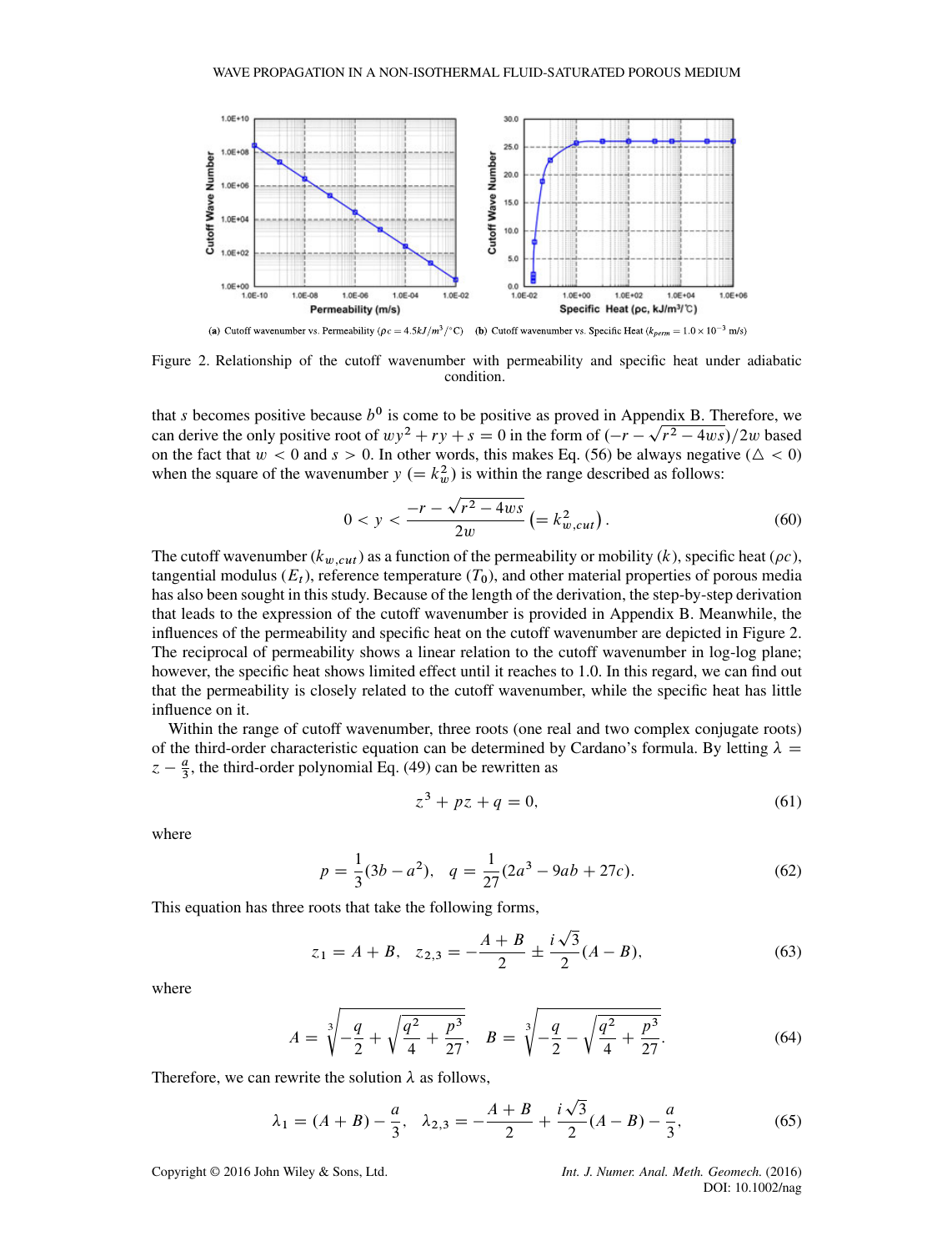(a) Cutoff wavenumber vs. Permeability ($\rho c = 4.5 kJ/m^3/°C$)    (b) Cutoff wavenumber vs. Specific Heat ($k_{perm} = 1.0 \times 10^{-3}$ m/s)

Figure 2. Relationship of the cutoff wavenumber with permeability and specific heat under adiabatic condition.

that $s$ becomes positive because $b^0$ is come to be positive as proved in Appendix B. Therefore, we can derive the only positive root of $wy^2 + ry + s = 0$ in the form of $(-r - \sqrt{r^2 - 4ws})/2w$ based on the fact that $w < 0$ and $s > 0$. In other words, this makes Eq. (56) be always negative ($\triangle < 0$) when the square of the wavenumber $y$ $(= k_w^2)$ is within the range described as follows:

$$0 < y < \frac{-r - \sqrt{r^2 - 4ws}}{2w} \left(= k_{w,cut}^2\right). \tag{60}$$

The cutoff wavenumber ($k_{w,cut}$) as a function of the permeability or mobility ($k$), specific heat ($\rho c$), tangential modulus ($E_t$), reference temperature ($T_0$), and other material properties of porous media has also been sought in this study. Because of the length of the derivation, the step-by-step derivation that leads to the expression of the cutoff wavenumber is provided in Appendix B. Meanwhile, the influences of the permeability and specific heat on the cutoff wavenumber are depicted in Figure 2. The reciprocal of permeability shows a linear relation to the cutoff wavenumber in log-log plane; however, the specific heat shows limited effect until it reaches to 1.0. In this regard, we can find out that the permeability is closely related to the cutoff wavenumber, while the specific heat has little influence on it.

Within the range of cutoff wavenumber, three roots (one real and two complex conjugate roots) of the third-order characteristic equation can be determined by Cardano's formula. By letting $\lambda = z - \frac{a}{3}$, the third-order polynomial Eq. (49) can be rewritten as

$$z^3 + pz + q = 0, \tag{61}$$

where

$$p = \frac{1}{3}(3b - a^2), \quad q = \frac{1}{27}(2a^3 - 9ab + 27c). \tag{62}$$

This equation has three roots that take the following forms,

$$z_1 = A + B, \quad z_{2,3} = -\frac{A + B}{2} \pm \frac{i\sqrt{3}}{2}(A - B), \tag{63}$$

where

$$A = \sqrt[3]{-\frac{q}{2} + \sqrt{\frac{q^2}{4} + \frac{p^3}{27}}}, \quad B = \sqrt[3]{-\frac{q}{2} - \sqrt{\frac{q^2}{4} + \frac{p^3}{27}}}. \tag{64}$$

Therefore, we can rewrite the solution $\lambda$ as follows,

$$\lambda_1 = (A + B) - \frac{a}{3}, \quad \lambda_{2,3} = -\frac{A + B}{2} + \frac{i\sqrt{3}}{2}(A - B) - \frac{a}{3}, \tag{65}$$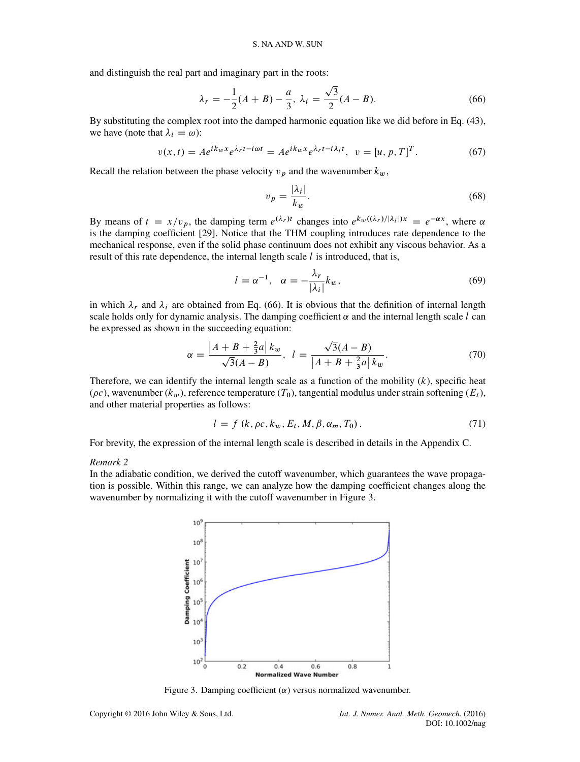and distinguish the real part and imaginary part in the roots:

$$\lambda_r = -\frac{1}{2}(A+B) - \frac{a}{3}, \ \lambda_i = \frac{\sqrt{3}}{2}(A-B). \tag{66}$$

By substituting the complex root into the damped harmonic equation like we did before in Eq. (43), we have (note that $\lambda_i = \omega$):

$$v(x,t) = Ae^{ik_w x}e^{\lambda_r t - i\omega t} = Ae^{ik_w x}e^{\lambda_r t - i\lambda_i t}, \ \ v = [u, p, T]^T. \tag{67}$$

Recall the relation between the phase velocity $v_p$ and the wavenumber $k_w$,

$$v_p = \frac{|\lambda_i|}{k_w}. \tag{68}$$

By means of $t = x/v_p$, the damping term $e^{(\lambda_r)t}$ changes into $e^{k_w((\lambda_r)/|\lambda_i|)x} = e^{-\alpha x}$, where $\alpha$ is the damping coefficient [29]. Notice that the THM coupling introduces rate dependence to the mechanical response, even if the solid phase continuum does not exhibit any viscous behavior. As a result of this rate dependence, the internal length scale $l$ is introduced, that is,

$$l = \alpha^{-1}, \ \ \alpha = -\frac{\lambda_r}{|\lambda_i|}k_w, \tag{69}$$

in which $\lambda_r$ and $\lambda_i$ are obtained from Eq. (66). It is obvious that the definition of internal length scale holds only for dynamic analysis. The damping coefficient $\alpha$ and the internal length scale $l$ can be expressed as shown in the succeeding equation:

$$\alpha = \frac{\left|A+B+\frac{2}{3}a\right| k_w}{\sqrt{3}(A-B)}, \ \ l = \frac{\sqrt{3}(A-B)}{\left|A+B+\frac{2}{3}a\right| k_w}. \tag{70}$$

Therefore, we can identify the internal length scale as a function of the mobility ($k$), specific heat ($\rho c$), wavenumber ($k_w$), reference temperature ($T_0$), tangential modulus under strain softening ($E_t$), and other material properties as follows:

$$l = f\left(k, \rho c, k_w, E_t, M, \beta, \alpha_m, T_0\right). \tag{71}$$

For brevity, the expression of the internal length scale is described in details in the Appendix C.

*Remark 2*

In the adiabatic condition, we derived the cutoff wavenumber, which guarantees the wave propagation is possible. Within this range, we can analyze how the damping coefficient changes along the wavenumber by normalizing it with the cutoff wavenumber in Figure 3.

Figure 3. Damping coefficient ($\alpha$) versus normalized wavenumber.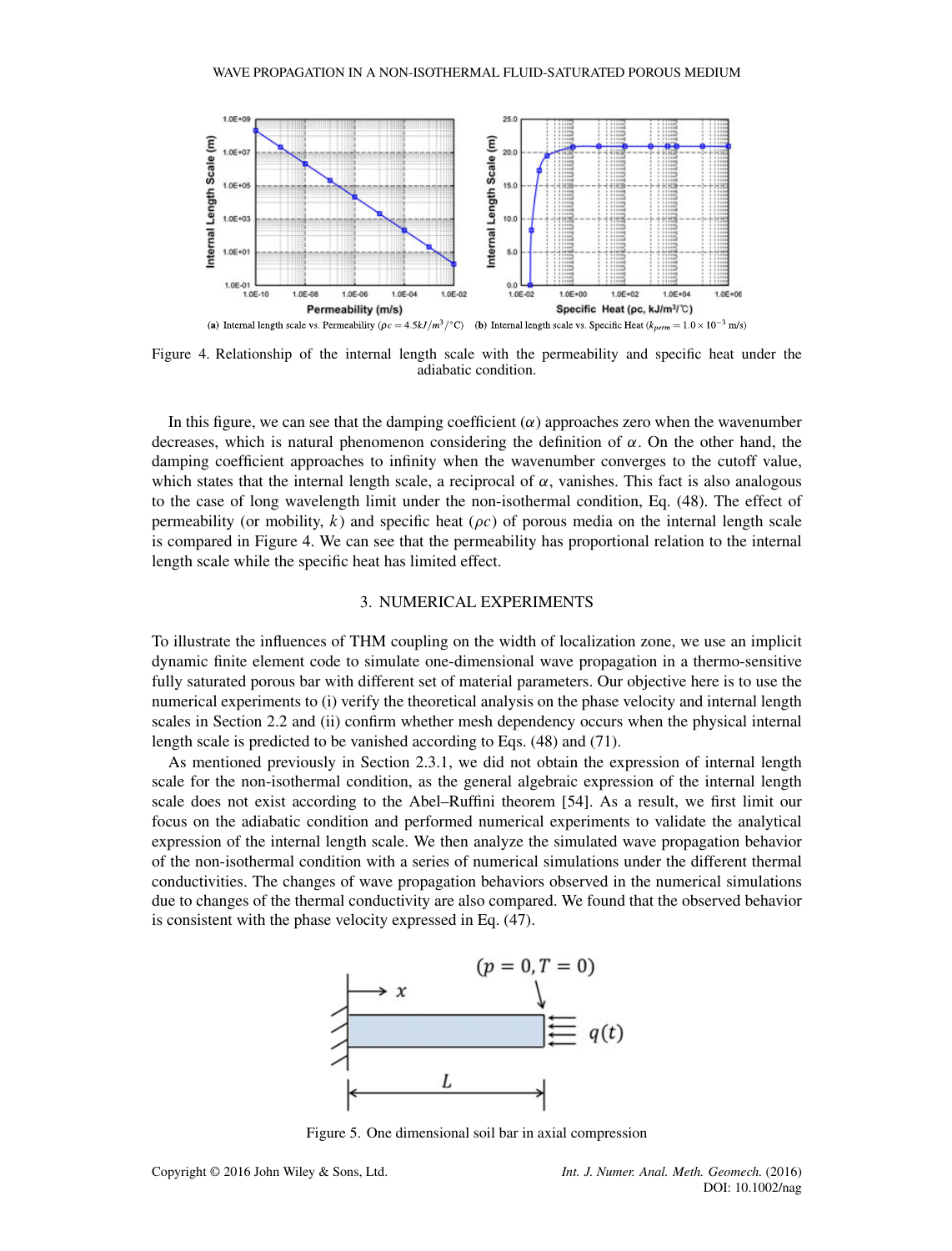(**a**) Internal length scale vs. Permeability ($\rho c = 4.5 kJ/m^3/^\circ C$) (**b**) Internal length scale vs. Specific Heat ($k_{perm} = 1.0 \times 10^{-3}$ m/s)

Figure 4. Relationship of the internal length scale with the permeability and specific heat under the adiabatic condition.

In this figure, we can see that the damping coefficient ($\alpha$) approaches zero when the wavenumber decreases, which is natural phenomenon considering the definition of $\alpha$. On the other hand, the damping coefficient approaches to infinity when the wavenumber converges to the cutoff value, which states that the internal length scale, a reciprocal of $\alpha$, vanishes. This fact is also analogous to the case of long wavelength limit under the non-isothermal condition, Eq. (48). The effect of permeability (or mobility, $k$) and specific heat ($\rho c$) of porous media on the internal length scale is compared in Figure 4. We can see that the permeability has proportional relation to the internal length scale while the specific heat has limited effect.

## 3. NUMERICAL EXPERIMENTS

To illustrate the influences of THM coupling on the width of localization zone, we use an implicit dynamic finite element code to simulate one-dimensional wave propagation in a thermo-sensitive fully saturated porous bar with different set of material parameters. Our objective here is to use the numerical experiments to (i) verify the theoretical analysis on the phase velocity and internal length scales in Section 2.2 and (ii) confirm whether mesh dependency occurs when the physical internal length scale is predicted to be vanished according to Eqs. (48) and (71).

As mentioned previously in Section 2.3.1, we did not obtain the expression of internal length scale for the non-isothermal condition, as the general algebraic expression of the internal length scale does not exist according to the Abel–Ruffini theorem [54]. As a result, we first limit our focus on the adiabatic condition and performed numerical experiments to validate the analytical expression of the internal length scale. We then analyze the simulated wave propagation behavior of the non-isothermal condition with a series of numerical simulations under the different thermal conductivities. The changes of wave propagation behaviors observed in the numerical simulations due to changes of the thermal conductivity are also compared. We found that the observed behavior is consistent with the phase velocity expressed in Eq. (47).

Figure 5. One dimensional soil bar in axial compression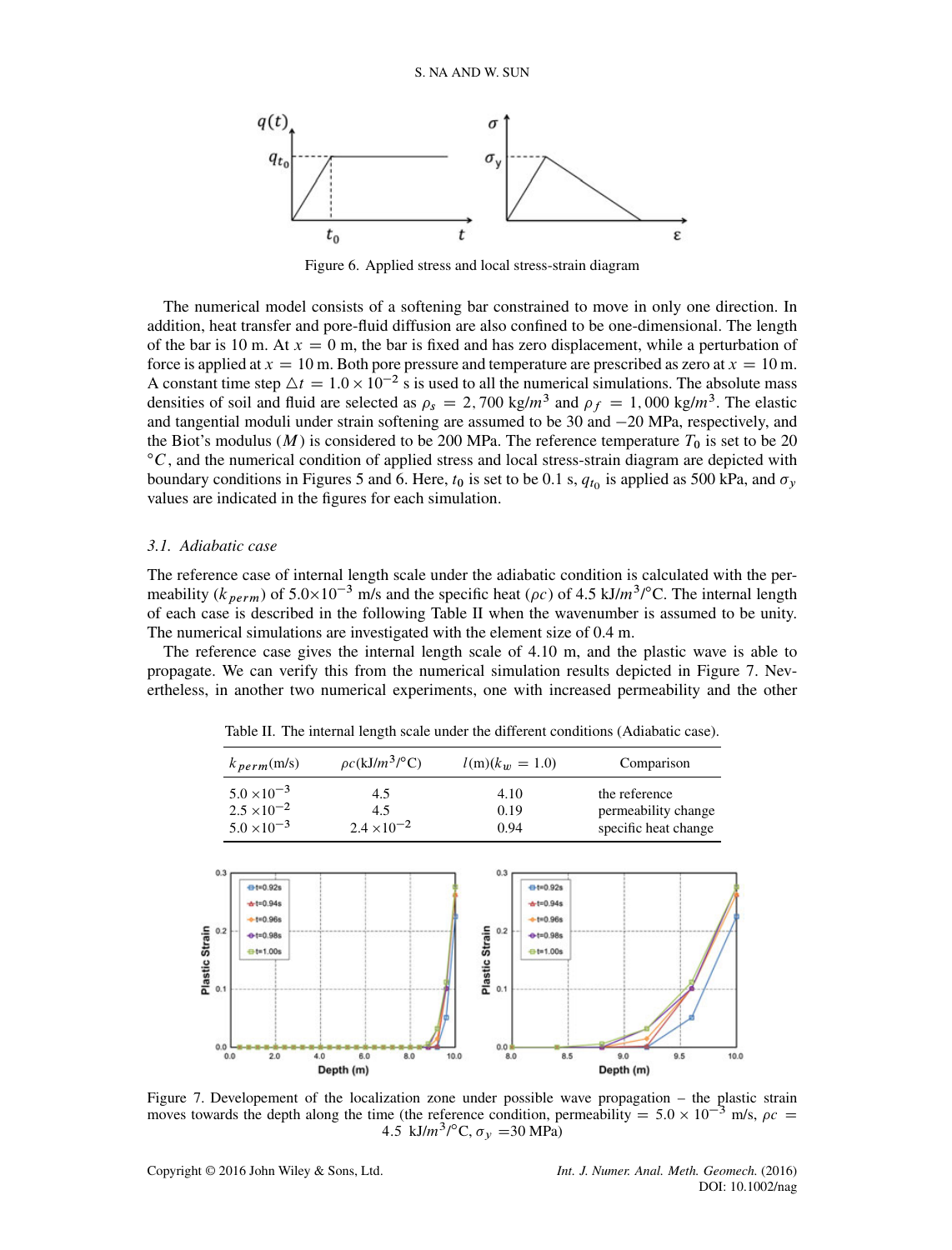Figure 6. Applied stress and local stress-strain diagram

The numerical model consists of a softening bar constrained to move in only one direction. In addition, heat transfer and pore-fluid diffusion are also confined to be one-dimensional. The length of the bar is 10 m. At $x = 0$ m, the bar is fixed and has zero displacement, while a perturbation of force is applied at $x = 10$ m. Both pore pressure and temperature are prescribed as zero at $x = 10$ m. A constant time step $\triangle t = 1.0 \times 10^{-2}$ s is used to all the numerical simulations. The absolute mass densities of soil and fluid are selected as $\rho_s = 2,700$ kg/$m^3$ and $\rho_f = 1,000$ kg/$m^3$. The elastic and tangential moduli under strain softening are assumed to be 30 and −20 MPa, respectively, and the Biot's modulus ($M$) is considered to be 200 MPa. The reference temperature $T_0$ is set to be 20 °$C$, and the numerical condition of applied stress and local stress-strain diagram are depicted with boundary conditions in Figures 5 and 6. Here, $t_0$ is set to be 0.1 s, $q_{t_0}$ is applied as 500 kPa, and $\sigma_y$ values are indicated in the figures for each simulation.

### 3.1. Adiabatic case

The reference case of internal length scale under the adiabatic condition is calculated with the permeability ($k_{perm}$) of 5.0×10$^{-3}$ m/s and the specific heat ($\rho c$) of 4.5 kJ/$m^3$/°C. The internal length of each case is described in the following Table II when the wavenumber is assumed to be unity. The numerical simulations are investigated with the element size of 0.4 m.

The reference case gives the internal length scale of 4.10 m, and the plastic wave is able to propagate. We can verify this from the numerical simulation results depicted in Figure 7. Nevertheless, in another two numerical experiments, one with increased permeability and the other

Table II. The internal length scale under the different conditions (Adiabatic case).

| $k_{perm}$(m/s) | $\rho c$(kJ/$m^3$/°C) | $l$(m)($k_w = 1.0$) | Comparison |
|---|---|---|---|
| 5.0 ×10$^{-3}$ | 4.5 | 4.10 | the reference |
| 2.5 ×10$^{-2}$ | 4.5 | 0.19 | permeability change |
| 5.0 ×10$^{-3}$ | 2.4 ×10$^{-2}$ | 0.94 | specific heat change |

Figure 7. Developement of the localization zone under possible wave propagation – the plastic strain moves towards the depth along the time (the reference condition, permeability = 5.0 × 10$^{-3}$ m/s, $\rho c$ = 4.5 kJ/$m^3$/°C, $\sigma_y$ =30 MPa)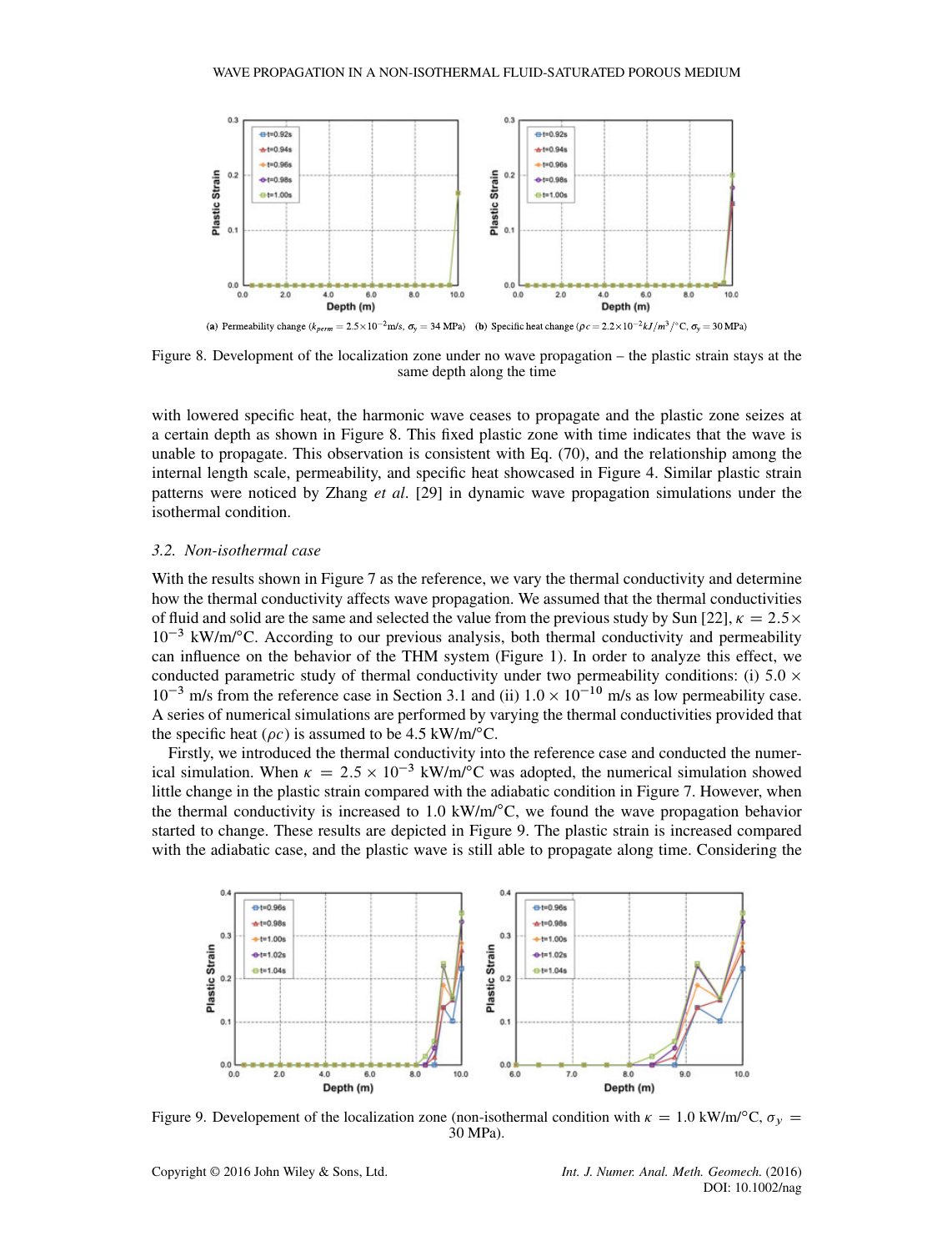(a) Permeability change ($k_{perm} = 2.5\times10^{-2}$m/s, $\sigma_y = 34$ MPa) (b) Specific heat change ($\rho c = 2.2\times10^{-2} kJ/m^3/°C$, $\sigma_y = 30$ MPa)

Figure 8. Development of the localization zone under no wave propagation – the plastic strain stays at the same depth along the time

with lowered specific heat, the harmonic wave ceases to propagate and the plastic zone seizes at a certain depth as shown in Figure 8. This fixed plastic zone with time indicates that the wave is unable to propagate. This observation is consistent with Eq. (70), and the relationship among the internal length scale, permeability, and specific heat showcased in Figure 4. Similar plastic strain patterns were noticed by Zhang *et al*. [29] in dynamic wave propagation simulations under the isothermal condition.

### 3.2. Non-isothermal case

With the results shown in Figure 7 as the reference, we vary the thermal conductivity and determine how the thermal conductivity affects wave propagation. We assumed that the thermal conductivities of fluid and solid are the same and selected the value from the previous study by Sun [22], $\kappa = 2.5\times10^{-3}$ kW/m/°C. According to our previous analysis, both thermal conductivity and permeability can influence on the behavior of the THM system (Figure 1). In order to analyze this effect, we conducted parametric study of thermal conductivity under two permeability conditions: (i) $5.0\times10^{-3}$ m/s from the reference case in Section 3.1 and (ii) $1.0\times10^{-10}$ m/s as low permeability case. A series of numerical simulations are performed by varying the thermal conductivities provided that the specific heat ($\rho c$) is assumed to be 4.5 kW/m/°C.

Firstly, we introduced the thermal conductivity into the reference case and conducted the numerical simulation. When $\kappa = 2.5\times10^{-3}$ kW/m/°C was adopted, the numerical simulation showed little change in the plastic strain compared with the adiabatic condition in Figure 7. However, when the thermal conductivity is increased to 1.0 kW/m/°C, we found the wave propagation behavior started to change. These results are depicted in Figure 9. The plastic strain is increased compared with the adiabatic case, and the plastic wave is still able to propagate along time. Considering the

Figure 9. Developement of the localization zone (non-isothermal condition with $\kappa = 1.0$ kW/m/°C, $\sigma_y = 30$ MPa).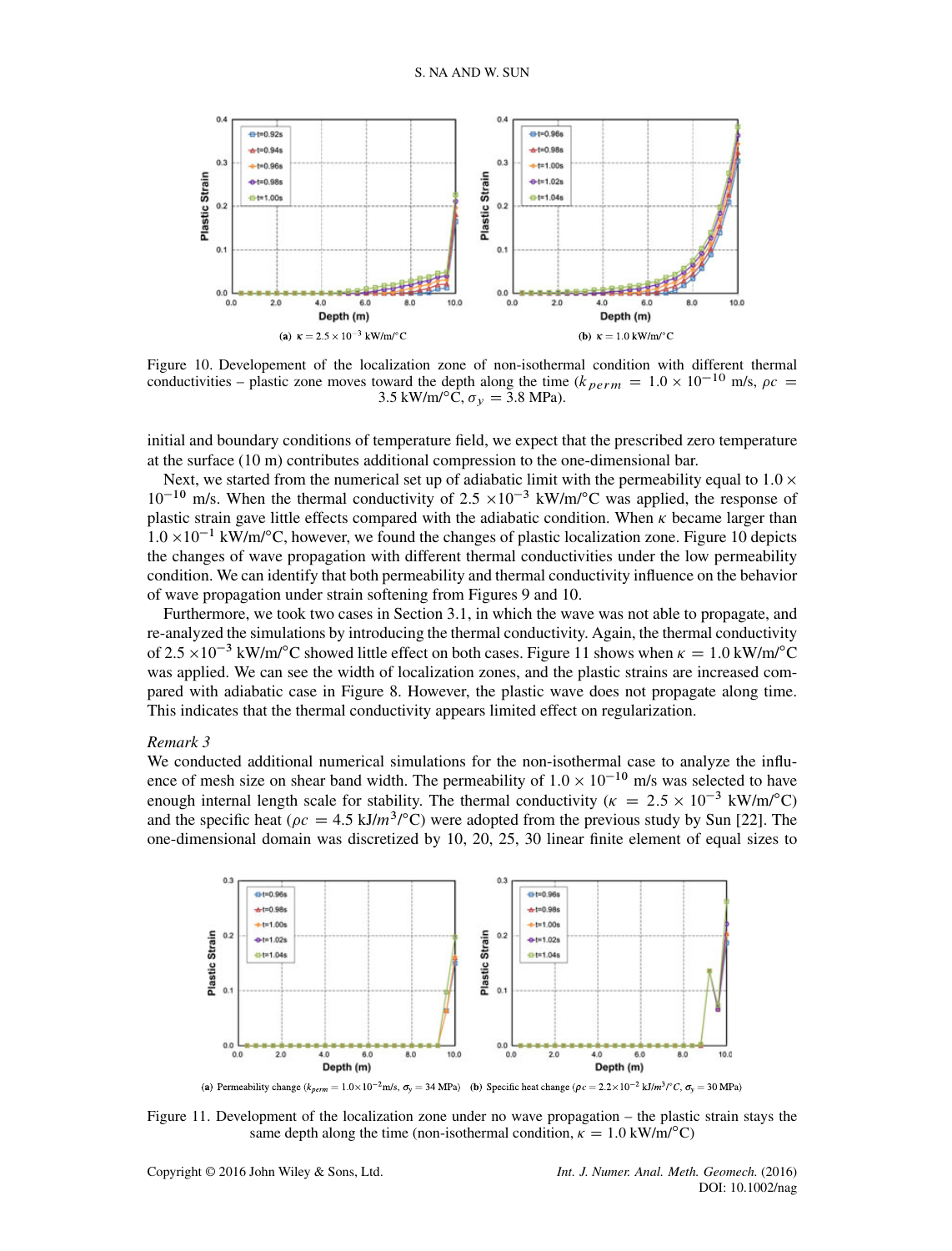(a) $\kappa = 2.5 \times 10^{-3}$ kW/m/°C

(b) $\kappa = 1.0$ kW/m/°C

Figure 10. Developement of the localization zone of non-isothermal condition with different thermal conductivities – plastic zone moves toward the depth along the time ($k_{perm} = 1.0 \times 10^{-10}$ m/s, $\rho c = 3.5$ kW/m/°C, $\sigma_y = 3.8$ MPa).

initial and boundary conditions of temperature field, we expect that the prescribed zero temperature at the surface (10 m) contributes additional compression to the one-dimensional bar.

Next, we started from the numerical set up of adiabatic limit with the permeability equal to $1.0 \times 10^{-10}$ m/s. When the thermal conductivity of $2.5 \times 10^{-3}$ kW/m/°C was applied, the response of plastic strain gave little effects compared with the adiabatic condition. When $\kappa$ became larger than $1.0 \times 10^{-1}$ kW/m/°C, however, we found the changes of plastic localization zone. Figure 10 depicts the changes of wave propagation with different thermal conductivities under the low permeability condition. We can identify that both permeability and thermal conductivity influence on the behavior of wave propagation under strain softening from Figures 9 and 10.

Furthermore, we took two cases in Section 3.1, in which the wave was not able to propagate, and re-analyzed the simulations by introducing the thermal conductivity. Again, the thermal conductivity of $2.5 \times 10^{-3}$ kW/m/°C showed little effect on both cases. Figure 11 shows when $\kappa = 1.0$ kW/m/°C was applied. We can see the width of localization zones, and the plastic strains are increased compared with adiabatic case in Figure 8. However, the plastic wave does not propagate along time. This indicates that the thermal conductivity appears limited effect on regularization.

*Remark 3*

We conducted additional numerical simulations for the non-isothermal case to analyze the influence of mesh size on shear band width. The permeability of $1.0 \times 10^{-10}$ m/s was selected to have enough internal length scale for stability. The thermal conductivity ($\kappa = 2.5 \times 10^{-3}$ kW/m/°C) and the specific heat ($\rho c = 4.5$ kJ/$m^3$/°C) were adopted from the previous study by Sun [22]. The one-dimensional domain was discretized by 10, 20, 25, 30 linear finite element of equal sizes to

(a) Permeability change ($k_{perm} = 1.0 \times 10^{-2}$m/s, $\sigma_y = 34$ MPa)

(b) Specific heat change ($\rho c = 2.2 \times 10^{-2}$ kJ/$m^3$/°C, $\sigma_y = 30$ MPa)

Figure 11. Development of the localization zone under no wave propagation – the plastic strain stays the same depth along the time (non-isothermal condition, $\kappa = 1.0$ kW/m/°C)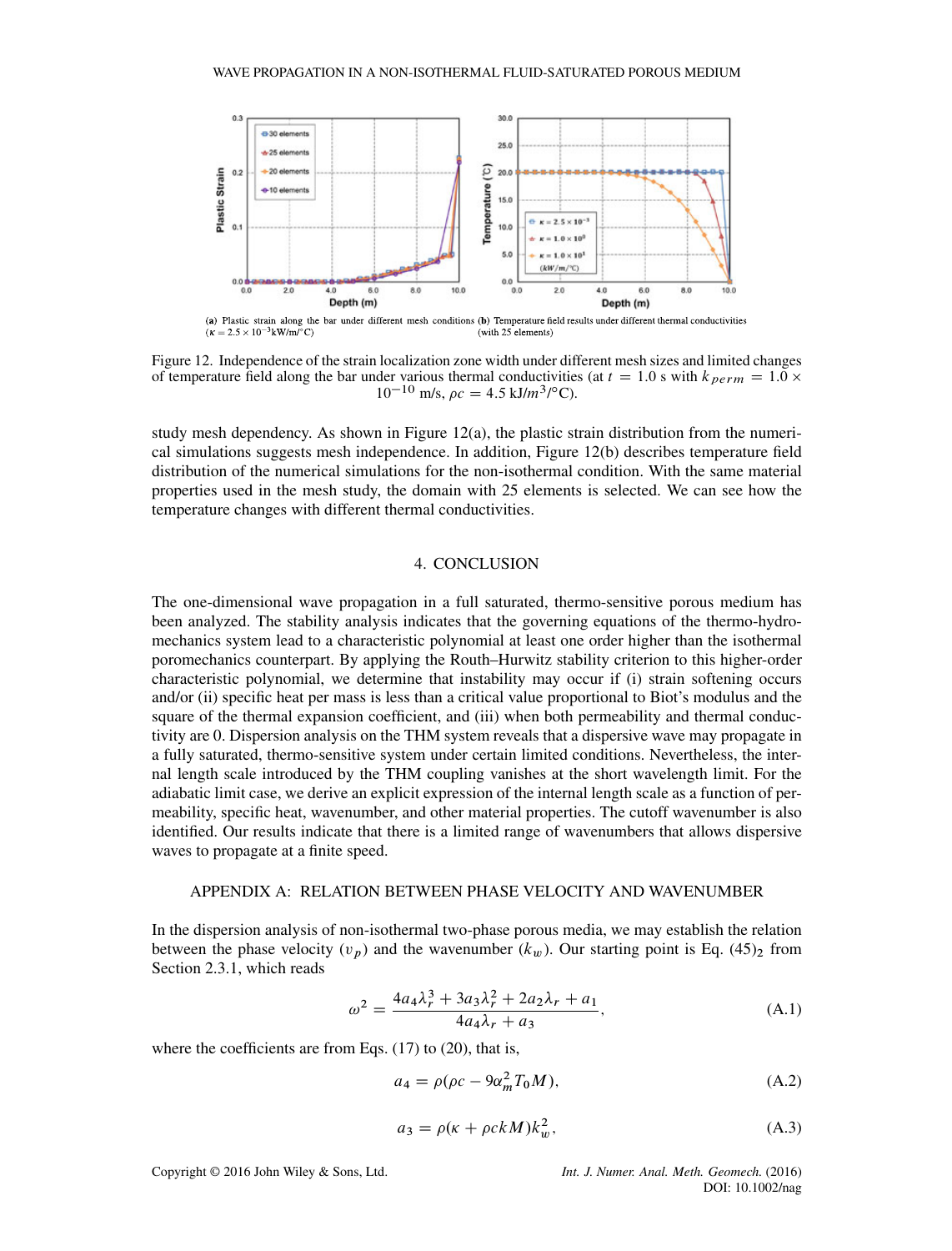(a) Plastic strain along the bar under different mesh conditions ($\kappa = 2.5 \times 10^{-3}$kW/m/°C)

(b) Temperature field results under different thermal conductivities (with 25 elements)

Figure 12. Independence of the strain localization zone width under different mesh sizes and limited changes of temperature field along the bar under various thermal conductivities (at $t = 1.0$ s with $k_{perm} = 1.0 \times 10^{-10}$ m/s, $\rho c = 4.5$ kJ/$m^3$/°C).

study mesh dependency. As shown in Figure 12(a), the plastic strain distribution from the numerical simulations suggests mesh independence. In addition, Figure 12(b) describes temperature field distribution of the numerical simulations for the non-isothermal condition. With the same material properties used in the mesh study, the domain with 25 elements is selected. We can see how the temperature changes with different thermal conductivities.

## 4. CONCLUSION

The one-dimensional wave propagation in a full saturated, thermo-sensitive porous medium has been analyzed. The stability analysis indicates that the governing equations of the thermo-hydro-mechanics system lead to a characteristic polynomial at least one order higher than the isothermal poromechanics counterpart. By applying the Routh–Hurwitz stability criterion to this higher-order characteristic polynomial, we determine that instability may occur if (i) strain softening occurs and/or (ii) specific heat per mass is less than a critical value proportional to Biot's modulus and the square of the thermal expansion coefficient, and (iii) when both permeability and thermal conductivity are 0. Dispersion analysis on the THM system reveals that a dispersive wave may propagate in a fully saturated, thermo-sensitive system under certain limited conditions. Nevertheless, the internal length scale introduced by the THM coupling vanishes at the short wavelength limit. For the adiabatic limit case, we derive an explicit expression of the internal length scale as a function of permeability, specific heat, wavenumber, and other material properties. The cutoff wavenumber is also identified. Our results indicate that there is a limited range of wavenumbers that allows dispersive waves to propagate at a finite speed.

## APPENDIX A: RELATION BETWEEN PHASE VELOCITY AND WAVENUMBER

In the dispersion analysis of non-isothermal two-phase porous media, we may establish the relation between the phase velocity ($v_p$) and the wavenumber ($k_w$). Our starting point is Eq. $(45)_2$ from Section 2.3.1, which reads

$$\omega^2 = \frac{4a_4\lambda_r^3 + 3a_3\lambda_r^2 + 2a_2\lambda_r + a_1}{4a_4\lambda_r + a_3}, \tag{A.1}$$

where the coefficients are from Eqs. (17) to (20), that is,

$$a_4 = \rho(\rho c - 9\alpha_m^2 T_0 M), \tag{A.2}$$

$$a_3 = \rho(\kappa + \rho c k M)k_w^2, \tag{A.3}$$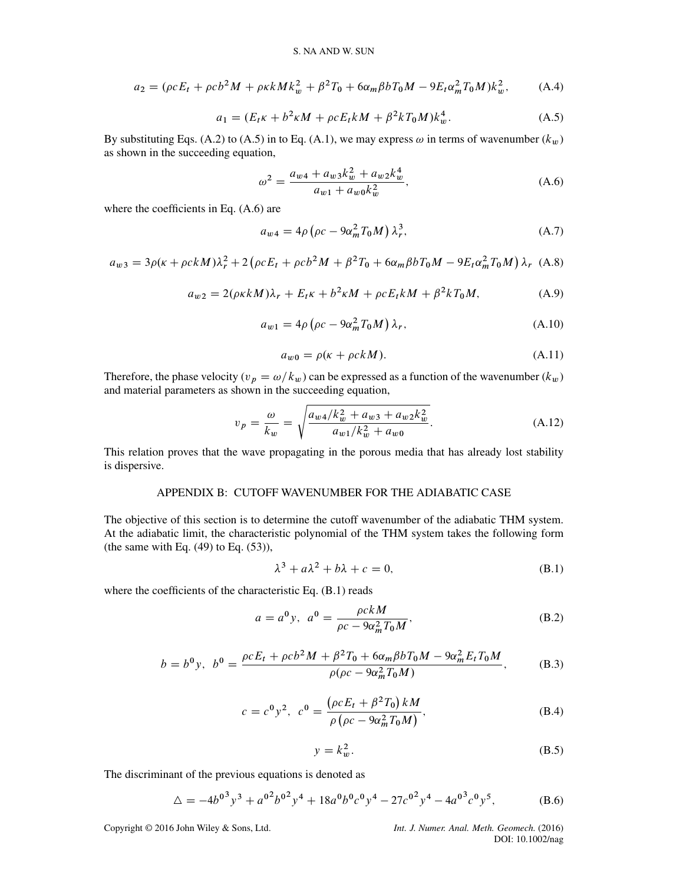$$a_2 = (\rho c E_t + \rho c b^2 M + \rho \kappa k M k_w^2 + \beta^2 T_0 + 6\alpha_m \beta b T_0 M - 9 E_t \alpha_m^2 T_0 M) k_w^2, \tag{A.4}$$

$$a_1 = (E_t \kappa + b^2 \kappa M + \rho c E_t k M + \beta^2 k T_0 M) k_w^4. \tag{A.5}$$

By substituting Eqs. (A.2) to (A.5) in to Eq. (A.1), we may express $\omega$ in terms of wavenumber ($k_w$) as shown in the succeeding equation,

$$\omega^2 = \frac{a_{w4} + a_{w3} k_w^2 + a_{w2} k_w^4}{a_{w1} + a_{w0} k_w^2}, \tag{A.6}$$

where the coefficients in Eq. (A.6) are

$$a_{w4} = 4\rho \left(\rho c - 9\alpha_m^2 T_0 M\right) \lambda_r^3, \tag{A.7}$$

$$a_{w3} = 3\rho(\kappa + \rho c k M)\lambda_r^2 + 2\left(\rho c E_t + \rho c b^2 M + \beta^2 T_0 + 6\alpha_m \beta b T_0 M - 9 E_t \alpha_m^2 T_0 M\right) \lambda_r \tag{A.8}$$

$$a_{w2} = 2(\rho \kappa k M)\lambda_r + E_t \kappa + b^2 \kappa M + \rho c E_t k M + \beta^2 k T_0 M, \tag{A.9}$$

$$a_{w1} = 4\rho \left(\rho c - 9\alpha_m^2 T_0 M\right) \lambda_r, \tag{A.10}$$

$$a_{w0} = \rho(\kappa + \rho c k M). \tag{A.11}$$

Therefore, the phase velocity ($v_p = \omega / k_w$) can be expressed as a function of the wavenumber ($k_w$) and material parameters as shown in the succeeding equation,

$$v_p = \frac{\omega}{k_w} = \sqrt{\frac{a_{w4}/k_w^2 + a_{w3} + a_{w2} k_w^2}{a_{w1}/k_w^2 + a_{w0}}}. \tag{A.12}$$

This relation proves that the wave propagating in the porous media that has already lost stability is dispersive.

## APPENDIX B: CUTOFF WAVENUMBER FOR THE ADIABATIC CASE

The objective of this section is to determine the cutoff wavenumber of the adiabatic THM system. At the adiabatic limit, the characteristic polynomial of the THM system takes the following form (the same with Eq. (49) to Eq. (53)),

$$\lambda^3 + a\lambda^2 + b\lambda + c = 0, \tag{B.1}$$

where the coefficients of the characteristic Eq. (B.1) reads

$$a = a^0 y, \;\; a^0 = \frac{\rho c k M}{\rho c - 9\alpha_m^2 T_0 M}, \tag{B.2}$$

$$b = b^0 y, \;\; b^0 = \frac{\rho c E_t + \rho c b^2 M + \beta^2 T_0 + 6\alpha_m \beta b T_0 M - 9\alpha_m^2 E_t T_0 M}{\rho(\rho c - 9\alpha_m^2 T_0 M)}, \tag{B.3}$$

$$c = c^0 y^2, \;\; c^0 = \frac{\left(\rho c E_t + \beta^2 T_0\right) k M}{\rho \left(\rho c - 9\alpha_m^2 T_0 M\right)}, \tag{B.4}$$

$$y = k_w^2. \tag{B.5}$$

The discriminant of the previous equations is denoted as

$$\triangle = -4{b^0}^3 y^3 + {a^0}^2 {b^0}^2 y^4 + 18 a^0 b^0 c^0 y^4 - 27 {c^0}^2 y^4 - 4{a^0}^3 c^0 y^5, \tag{B.6}$$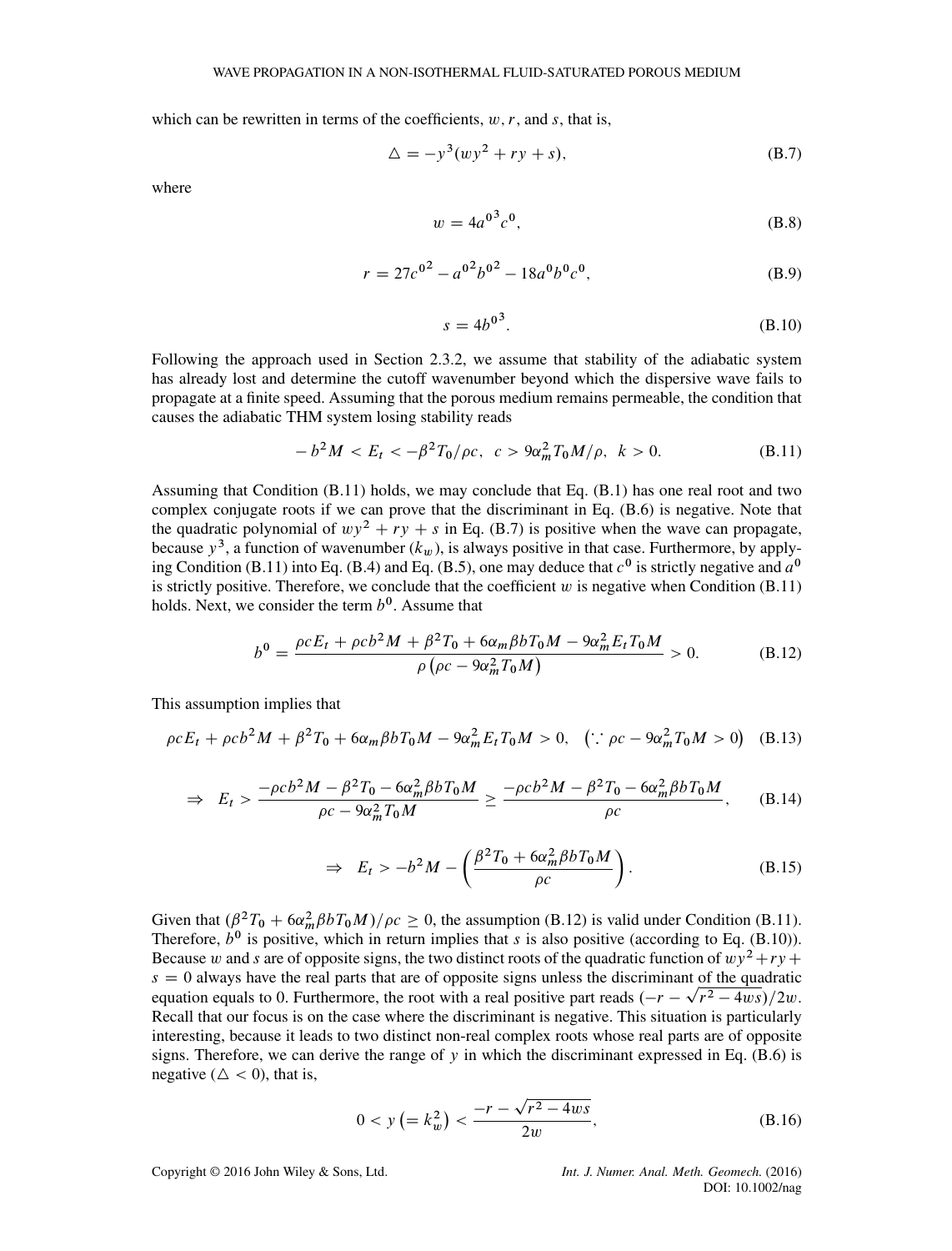which can be rewritten in terms of the coefficients, $w, r$, and $s$, that is,

$$\triangle = -y^3(wy^2 + ry + s), \tag{B.7}$$

where

$$w = 4{a^0}^3 c^0, \tag{B.8}$$

$$r = 27{c^0}^2 - {a^0}^2{b^0}^2 - 18a^0b^0c^0, \tag{B.9}$$

$$s = 4{b^0}^3. \tag{B.10}$$

Following the approach used in Section 2.3.2, we assume that stability of the adiabatic system has already lost and determine the cutoff wavenumber beyond which the dispersive wave fails to propagate at a finite speed. Assuming that the porous medium remains permeable, the condition that causes the adiabatic THM system losing stability reads

$$-b^2M < E_t < -\beta^2T_0/\rho c, \;\; c > 9\alpha_m^2 T_0 M/\rho, \;\; k > 0. \tag{B.11}$$

Assuming that Condition (B.11) holds, we may conclude that Eq. (B.1) has one real root and two complex conjugate roots if we can prove that the discriminant in Eq. (B.6) is negative. Note that the quadratic polynomial of $wy^2 + ry + s$ in Eq. (B.7) is positive when the wave can propagate, because $y^3$, a function of wavenumber ($k_w$), is always positive in that case. Furthermore, by applying Condition (B.11) into Eq. (B.4) and Eq. (B.5), one may deduce that $c^0$ is strictly negative and $a^0$ is strictly positive. Therefore, we conclude that the coefficient $w$ is negative when Condition (B.11) holds. Next, we consider the term $b^0$. Assume that

$$b^0 = \frac{\rho c E_t + \rho c b^2 M + \beta^2 T_0 + 6\alpha_m \beta b T_0 M - 9\alpha_m^2 E_t T_0 M}{\rho\left(\rho c - 9\alpha_m^2 T_0 M\right)} > 0. \tag{B.12}$$

This assumption implies that

$$\rho c E_t + \rho c b^2 M + \beta^2 T_0 + 6\alpha_m \beta b T_0 M - 9\alpha_m^2 E_t T_0 M > 0, \;\; \left(\because \rho c - 9\alpha_m^2 T_0 M > 0\right) \tag{B.13}$$

$$\Rightarrow \;\; E_t > \frac{-\rho c b^2 M - \beta^2 T_0 - 6\alpha_m^2 \beta b T_0 M}{\rho c - 9\alpha_m^2 T_0 M} \geq \frac{-\rho c b^2 M - \beta^2 T_0 - 6\alpha_m^2 \beta b T_0 M}{\rho c}, \tag{B.14}$$

$$\Rightarrow \;\; E_t > -b^2 M - \left(\frac{\beta^2 T_0 + 6\alpha_m^2 \beta b T_0 M}{\rho c}\right). \tag{B.15}$$

Given that $(\beta^2 T_0 + 6\alpha_m^2 \beta b T_0 M)/\rho c \geq 0$, the assumption (B.12) is valid under Condition (B.11). Therefore, $b^0$ is positive, which in return implies that $s$ is also positive (according to Eq. (B.10)). Because $w$ and $s$ are of opposite signs, the two distinct roots of the quadratic function of $wy^2 + ry + s = 0$ always have the real parts that are of opposite signs unless the discriminant of the quadratic equation equals to 0. Furthermore, the root with a real positive part reads $(-r - \sqrt{r^2 - 4ws})/2w$. Recall that our focus is on the case where the discriminant is negative. This situation is particularly interesting, because it leads to two distinct non-real complex roots whose real parts are of opposite signs. Therefore, we can derive the range of $y$ in which the discriminant expressed in Eq. (B.6) is negative ($\triangle < 0$), that is,

$$0 < y\left(= k_w^2\right) < \frac{-r - \sqrt{r^2 - 4ws}}{2w}, \tag{B.16}$$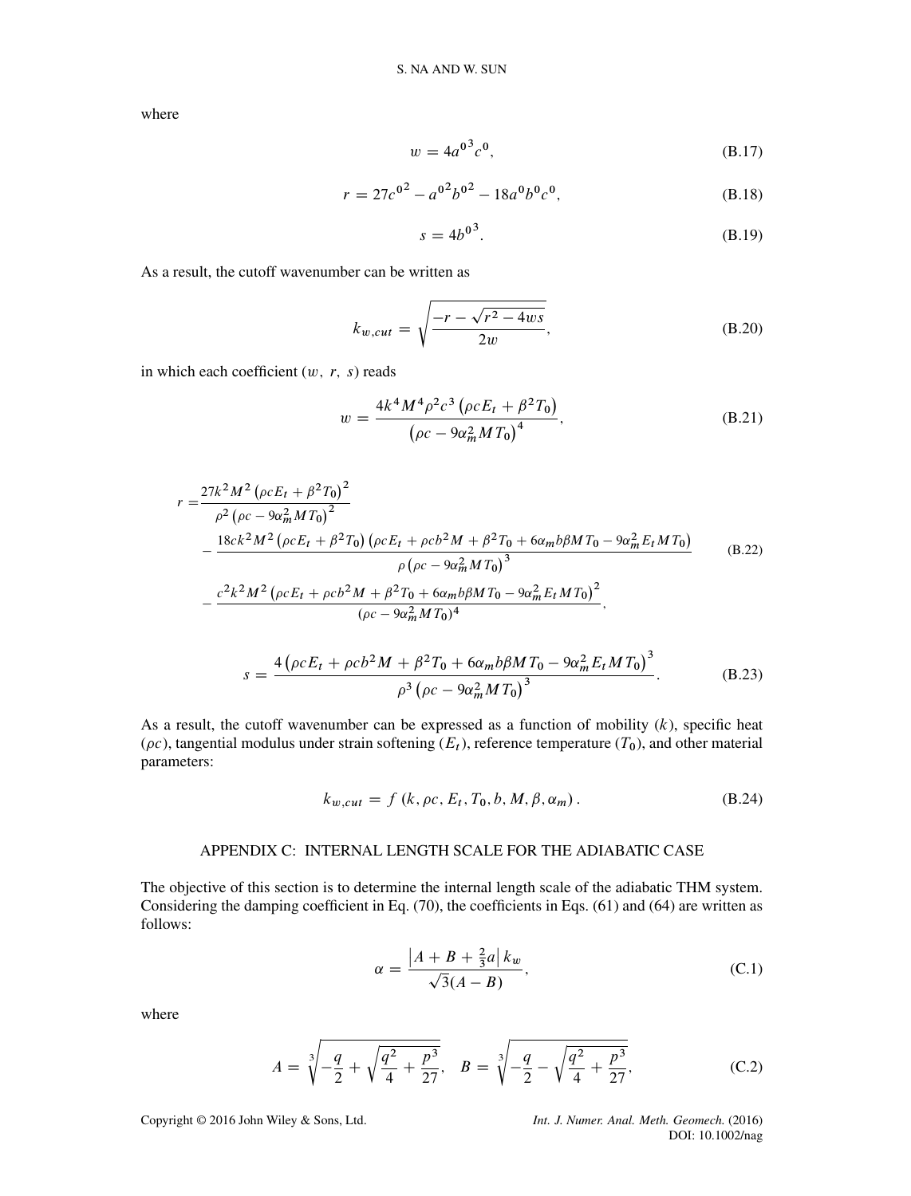where

$$w = 4{a^0}^3 c^0, \tag{B.17}$$

$$r = 27{c^0}^2 - {a^0}^2{b^0}^2 - 18a^0 b^0 c^0, \tag{B.18}$$

$$s = 4{b^0}^3. \tag{B.19}$$

As a result, the cutoff wavenumber can be written as

$$k_{w,cut} = \sqrt{\frac{-r - \sqrt{r^2 - 4ws}}{2w}}, \tag{B.20}$$

in which each coefficient ($w,\ r,\ s$) reads

$$w = \frac{4k^4 M^4 \rho^2 c^3 \left(\rho c E_t + \beta^2 T_0\right)}{\left(\rho c - 9\alpha_m^2 M T_0\right)^4}, \tag{B.21}$$

$$\begin{aligned} r =& \frac{27k^2 M^2 \left(\rho c E_t + \beta^2 T_0\right)^2}{\rho^2 \left(\rho c - 9\alpha_m^2 M T_0\right)^2} \\ &- \frac{18ck^2 M^2 \left(\rho c E_t + \beta^2 T_0\right)\left(\rho c E_t + \rho c b^2 M + \beta^2 T_0 + 6\alpha_m b\beta M T_0 - 9\alpha_m^2 E_t M T_0\right)}{\rho \left(\rho c - 9\alpha_m^2 M T_0\right)^3} \\ &- \frac{c^2 k^2 M^2 \left(\rho c E_t + \rho c b^2 M + \beta^2 T_0 + 6\alpha_m b\beta M T_0 - 9\alpha_m^2 E_t M T_0\right)^2}{(\rho c - 9\alpha_m^2 M T_0)^4}, \end{aligned} \tag{B.22}$$

$$s = \frac{4\left(\rho c E_t + \rho c b^2 M + \beta^2 T_0 + 6\alpha_m b\beta M T_0 - 9\alpha_m^2 E_t M T_0\right)^3}{\rho^3 \left(\rho c - 9\alpha_m^2 M T_0\right)^3}. \tag{B.23}$$

As a result, the cutoff wavenumber can be expressed as a function of mobility ($k$), specific heat ($\rho c$), tangential modulus under strain softening ($E_t$), reference temperature ($T_0$), and other material parameters:

$$k_{w,cut} = f\left(k, \rho c, E_t, T_0, b, M, \beta, \alpha_m\right). \tag{B.24}$$

## APPENDIX C: INTERNAL LENGTH SCALE FOR THE ADIABATIC CASE

The objective of this section is to determine the internal length scale of the adiabatic THM system. Considering the damping coefficient in Eq. (70), the coefficients in Eqs. (61) and (64) are written as follows:

$$\alpha = \frac{\left|A + B + \frac{2}{3}a\right| k_w}{\sqrt{3}(A - B)}, \tag{C.1}$$

where

$$A = \sqrt[3]{-\frac{q}{2} + \sqrt{\frac{q^2}{4} + \frac{p^3}{27}}}, \quad B = \sqrt[3]{-\frac{q}{2} - \sqrt{\frac{q^2}{4} + \frac{p^3}{27}}}, \tag{C.2}$$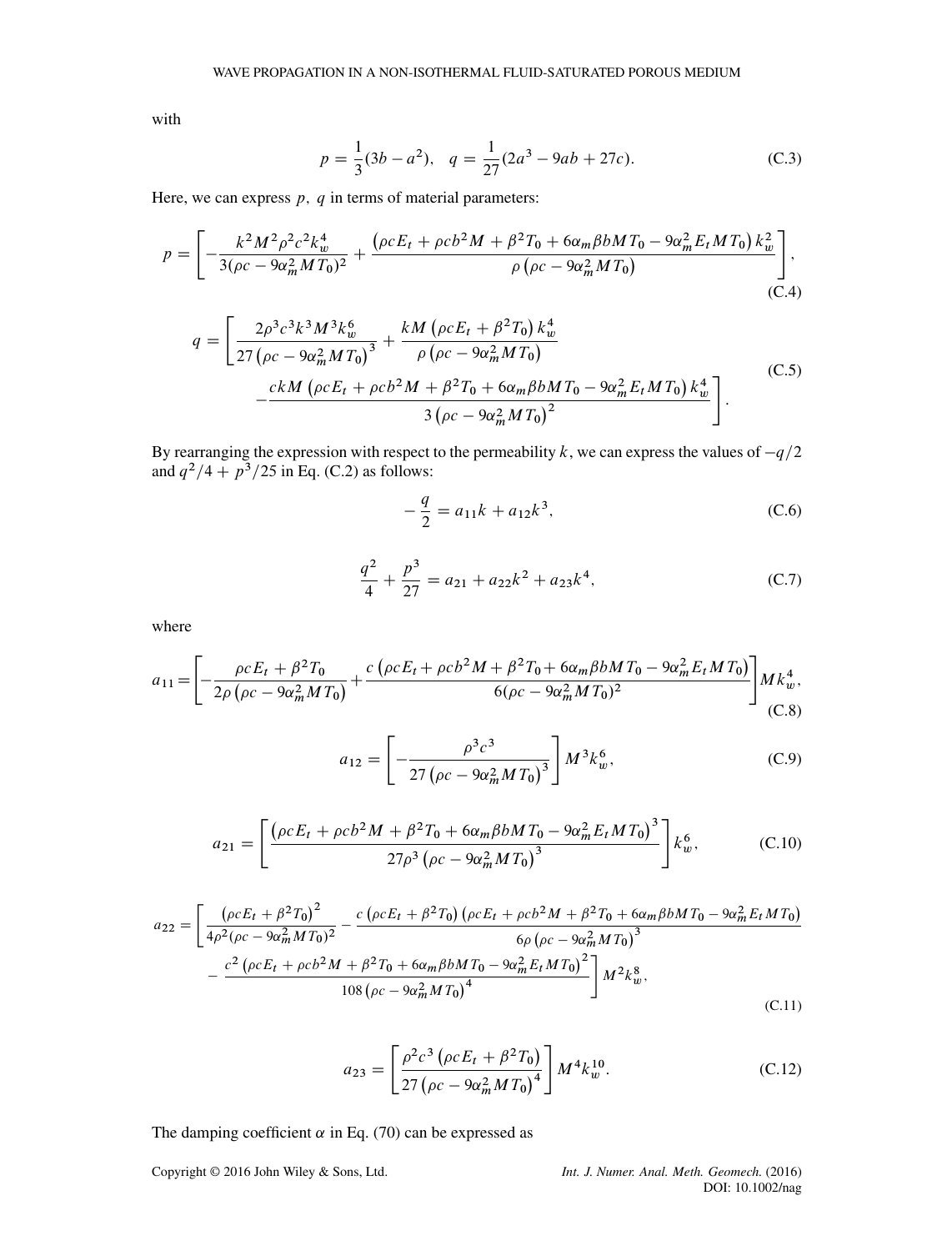with

$$p = \frac{1}{3}(3b - a^2), \quad q = \frac{1}{27}(2a^3 - 9ab + 27c). \tag{C.3}$$

Here, we can express $p$, $q$ in terms of material parameters:

$$p = \left[ -\frac{k^2 M^2 \rho^2 c^2 k_w^4}{3(\rho c - 9\alpha_m^2 M T_0)^2} + \frac{\left(\rho c E_t + \rho c b^2 M + \beta^2 T_0 + 6\alpha_m \beta b M T_0 - 9\alpha_m^2 E_t M T_0\right) k_w^2}{\rho \left(\rho c - 9\alpha_m^2 M T_0\right)} \right], \tag{C.4}$$

$$\begin{aligned} q = \Bigg[ & \frac{2\rho^3 c^3 k^3 M^3 k_w^6}{27\left(\rho c - 9\alpha_m^2 M T_0\right)^3} + \frac{k M \left(\rho c E_t + \beta^2 T_0\right) k_w^4}{\rho \left(\rho c - 9\alpha_m^2 M T_0\right)} \\ & - \frac{c k M \left(\rho c E_t + \rho c b^2 M + \beta^2 T_0 + 6\alpha_m \beta b M T_0 - 9\alpha_m^2 E_t M T_0\right) k_w^4}{3\left(\rho c - 9\alpha_m^2 M T_0\right)^2} \Bigg]. \end{aligned} \tag{C.5}$$

By rearranging the expression with respect to the permeability $k$, we can express the values of $-q/2$ and $q^2/4 + p^3/25$ in Eq. (C.2) as follows:

$$-\frac{q}{2} = a_{11} k + a_{12} k^3, \tag{C.6}$$

$$\frac{q^2}{4} + \frac{p^3}{27} = a_{21} + a_{22} k^2 + a_{23} k^4, \tag{C.7}$$

where

$$a_{11} = \left[ -\frac{\rho c E_t + \beta^2 T_0}{2\rho \left(\rho c - 9\alpha_m^2 M T_0\right)} + \frac{c\left(\rho c E_t + \rho c b^2 M + \beta^2 T_0 + 6\alpha_m \beta b M T_0 - 9\alpha_m^2 E_t M T_0\right)}{6(\rho c - 9\alpha_m^2 M T_0)^2} \right] M k_w^4, \tag{C.8}$$

$$a_{12} = \left[ -\frac{\rho^3 c^3}{27\left(\rho c - 9\alpha_m^2 M T_0\right)^3} \right] M^3 k_w^6, \tag{C.9}$$

$$a_{21} = \left[ \frac{\left(\rho c E_t + \rho c b^2 M + \beta^2 T_0 + 6\alpha_m \beta b M T_0 - 9\alpha_m^2 E_t M T_0\right)^3}{27\rho^3 \left(\rho c - 9\alpha_m^2 M T_0\right)^3} \right] k_w^6, \tag{C.10}$$

$$\begin{aligned} a_{22} = \Bigg[ & \frac{\left(\rho c E_t + \beta^2 T_0\right)^2}{4\rho^2 (\rho c - 9\alpha_m^2 M T_0)^2} - \frac{c\left(\rho c E_t + \beta^2 T_0\right)\left(\rho c E_t + \rho c b^2 M + \beta^2 T_0 + 6\alpha_m \beta b M T_0 - 9\alpha_m^2 E_t M T_0\right)}{6\rho\left(\rho c - 9\alpha_m^2 M T_0\right)^3} \\ & - \frac{c^2\left(\rho c E_t + \rho c b^2 M + \beta^2 T_0 + 6\alpha_m \beta b M T_0 - 9\alpha_m^2 E_t M T_0\right)^2}{108\left(\rho c - 9\alpha_m^2 M T_0\right)^4} \Bigg] M^2 k_w^8, \end{aligned} \tag{C.11}$$

$$a_{23} = \left[ \frac{\rho^2 c^3 \left(\rho c E_t + \beta^2 T_0\right)}{27\left(\rho c - 9\alpha_m^2 M T_0\right)^4} \right] M^4 k_w^{10}. \tag{C.12}$$

The damping coefficient $\alpha$ in Eq. (70) can be expressed as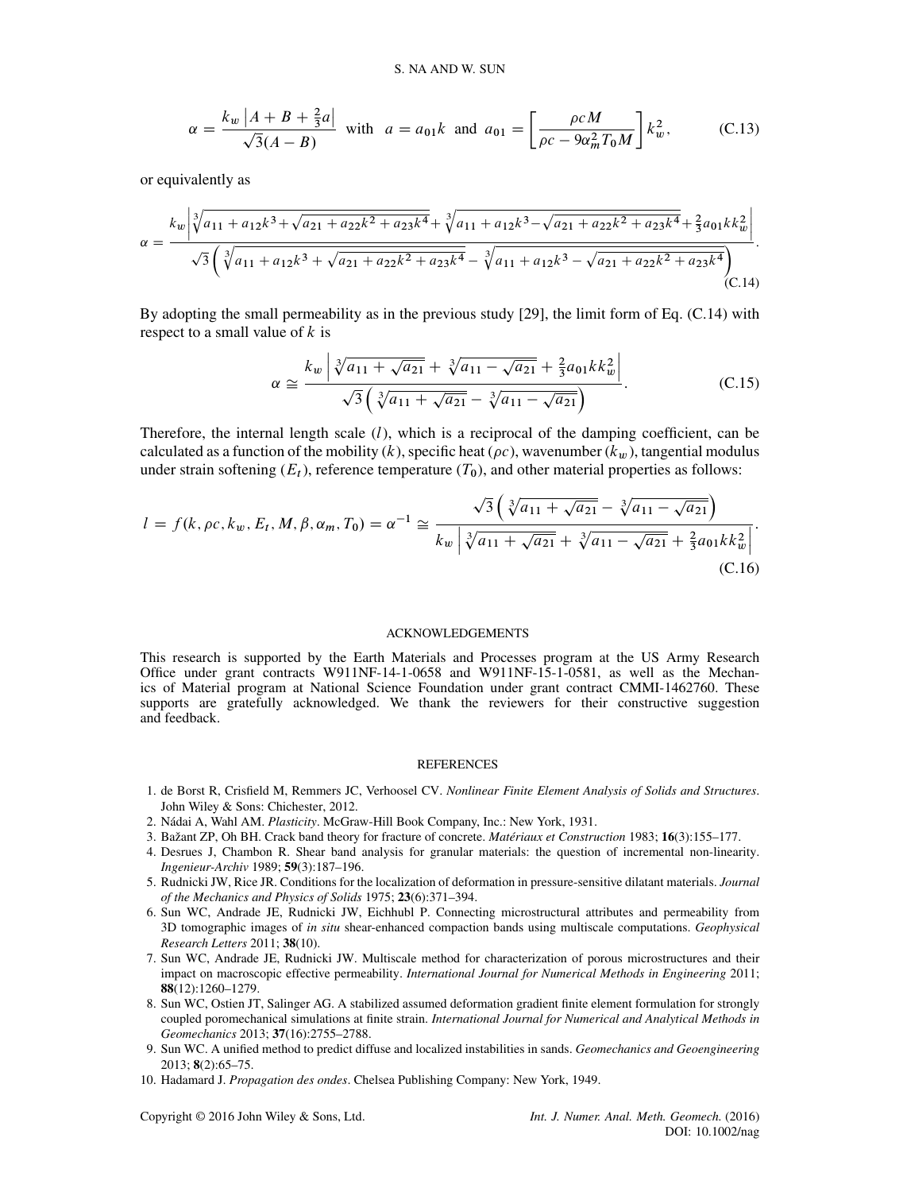$$\alpha = \frac{k_w \left| A + B + \frac{2}{3}a \right|}{\sqrt{3}(A - B)} \quad \text{with} \quad a = a_{01}k \quad \text{and} \quad a_{01} = \left[ \frac{\rho c M}{\rho c - 9\alpha_m^2 T_0 M} \right] k_w^2, \tag{C.13}$$

or equivalently as

$$\alpha = \frac{k_w \left| \sqrt[3]{a_{11} + a_{12}k^3 + \sqrt{a_{21} + a_{22}k^2 + a_{23}k^4}} + \sqrt[3]{a_{11} + a_{12}k^3 - \sqrt{a_{21} + a_{22}k^2 + a_{23}k^4}} + \frac{2}{3}a_{01}kk_w^2 \right|}{\sqrt{3}\left( \sqrt[3]{a_{11} + a_{12}k^3 + \sqrt{a_{21} + a_{22}k^2 + a_{23}k^4}} - \sqrt[3]{a_{11} + a_{12}k^3 - \sqrt{a_{21} + a_{22}k^2 + a_{23}k^4}} \right)}. \tag{C.14}$$

By adopting the small permeability as in the previous study [29], the limit form of Eq. (C.14) with respect to a small value of $k$ is

$$\alpha \cong \frac{k_w \left| \sqrt[3]{a_{11} + \sqrt{a_{21}}} + \sqrt[3]{a_{11} - \sqrt{a_{21}}} + \frac{2}{3}a_{01}kk_w^2 \right|}{\sqrt{3}\left( \sqrt[3]{a_{11} + \sqrt{a_{21}}} - \sqrt[3]{a_{11} - \sqrt{a_{21}}} \right)}. \tag{C.15}$$

Therefore, the internal length scale ($l$), which is a reciprocal of the damping coefficient, can be calculated as a function of the mobility ($k$), specific heat ($\rho c$), wavenumber ($k_w$), tangential modulus under strain softening ($E_t$), reference temperature ($T_0$), and other material properties as follows:

$$l = f(k, \rho c, k_w, E_t, M, \beta, \alpha_m, T_0) = \alpha^{-1} \cong \frac{\sqrt{3}\left( \sqrt[3]{a_{11} + \sqrt{a_{21}}} - \sqrt[3]{a_{11} - \sqrt{a_{21}}} \right)}{k_w \left| \sqrt[3]{a_{11} + \sqrt{a_{21}}} + \sqrt[3]{a_{11} - \sqrt{a_{21}}} + \frac{2}{3}a_{01}kk_w^2 \right|}. \tag{C.16}$$

## ACKNOWLEDGEMENTS

This research is supported by the Earth Materials and Processes program at the US Army Research Office under grant contracts W911NF-14-1-0658 and W911NF-15-1-0581, as well as the Mechanics of Material program at National Science Foundation under grant contract CMMI-1462760. These supports are gratefully acknowledged. We thank the reviewers for their constructive suggestion and feedback.

## REFERENCES

1. de Borst R, Crisfield M, Remmers JC, Verhoosel CV. *Nonlinear Finite Element Analysis of Solids and Structures*. John Wiley & Sons: Chichester, 2012.
2. Nádai A, Wahl AM. *Plasticity*. McGraw-Hill Book Company, Inc.: New York, 1931.
3. Bažant ZP, Oh BH. Crack band theory for fracture of concrete. *Matériaux et Construction* 1983; **16**(3):155–177.
4. Desrues J, Chambon R. Shear band analysis for granular materials: the question of incremental non-linearity. *Ingenieur-Archiv* 1989; **59**(3):187–196.
5. Rudnicki JW, Rice JR. Conditions for the localization of deformation in pressure-sensitive dilatant materials. *Journal of the Mechanics and Physics of Solids* 1975; **23**(6):371–394.
6. Sun WC, Andrade JE, Rudnicki JW, Eichhubl P. Connecting microstructural attributes and permeability from 3D tomographic images of *in situ* shear-enhanced compaction bands using multiscale computations. *Geophysical Research Letters* 2011; **38**(10).
7. Sun WC, Andrade JE, Rudnicki JW. Multiscale method for characterization of porous microstructures and their impact on macroscopic effective permeability. *International Journal for Numerical Methods in Engineering* 2011; **88**(12):1260–1279.
8. Sun WC, Ostien JT, Salinger AG. A stabilized assumed deformation gradient finite element formulation for strongly coupled poromechanical simulations at finite strain. *International Journal for Numerical and Analytical Methods in Geomechanics* 2013; **37**(16):2755–2788.
9. Sun WC. A unified method to predict diffuse and localized instabilities in sands. *Geomechanics and Geoengineering* 2013; **8**(2):65–75.
10. Hadamard J. *Propagation des ondes*. Chelsea Publishing Company: New York, 1949.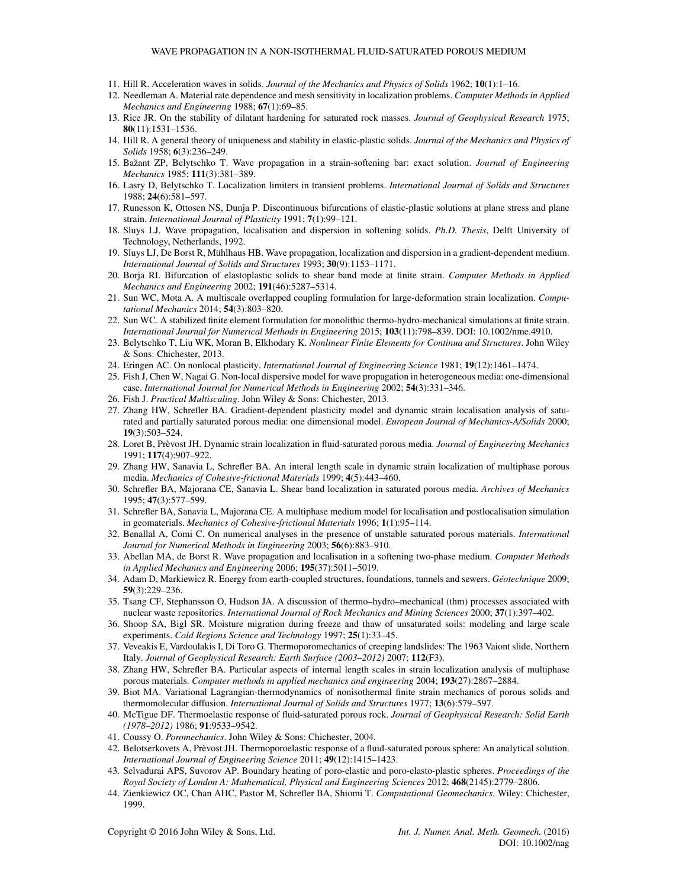11. Hill R. Acceleration waves in solids. *Journal of the Mechanics and Physics of Solids* 1962; **10**(1):1–16.
12. Needleman A. Material rate dependence and mesh sensitivity in localization problems. *Computer Methods in Applied Mechanics and Engineering* 1988; **67**(1):69–85.
13. Rice JR. On the stability of dilatant hardening for saturated rock masses. *Journal of Geophysical Research* 1975; **80**(11):1531–1536.
14. Hill R. A general theory of uniqueness and stability in elastic-plastic solids. *Journal of the Mechanics and Physics of Solids* 1958; **6**(3):236–249.
15. Bažant ZP, Belytschko T. Wave propagation in a strain-softening bar: exact solution. *Journal of Engineering Mechanics* 1985; **111**(3):381–389.
16. Lasry D, Belytschko T. Localization limiters in transient problems. *International Journal of Solids and Structures* 1988; **24**(6):581–597.
17. Runesson K, Ottosen NS, Dunja P. Discontinuous bifurcations of elastic-plastic solutions at plane stress and plane strain. *International Journal of Plasticity* 1991; **7**(1):99–121.
18. Sluys LJ. Wave propagation, localisation and dispersion in softening solids. *Ph.D. Thesis*, Delft University of Technology, Netherlands, 1992.
19. Sluys LJ, De Borst R, Mühlhaus HB. Wave propagation, localization and dispersion in a gradient-dependent medium. *International Journal of Solids and Structures* 1993; **30**(9):1153–1171.
20. Borja RI. Bifurcation of elastoplastic solids to shear band mode at finite strain. *Computer Methods in Applied Mechanics and Engineering* 2002; **191**(46):5287–5314.
21. Sun WC, Mota A. A multiscale overlapped coupling formulation for large-deformation strain localization. *Computational Mechanics* 2014; **54**(3):803–820.
22. Sun WC. A stabilized finite element formulation for monolithic thermo-hydro-mechanical simulations at finite strain. *International Journal for Numerical Methods in Engineering* 2015; **103**(11):798–839. DOI: 10.1002/nme.4910.
23. Belytschko T, Liu WK, Moran B, Elkhodary K. *Nonlinear Finite Elements for Continua and Structures*. John Wiley & Sons: Chichester, 2013.
24. Eringen AC. On nonlocal plasticity. *International Journal of Engineering Science* 1981; **19**(12):1461–1474.
25. Fish J, Chen W, Nagai G. Non-local dispersive model for wave propagation in heterogeneous media: one-dimensional case. *International Journal for Numerical Methods in Engineering* 2002; **54**(3):331–346.
26. Fish J. *Practical Multiscaling*. John Wiley & Sons: Chichester, 2013.
27. Zhang HW, Schrefler BA. Gradient-dependent plasticity model and dynamic strain localisation analysis of saturated and partially saturated porous media: one dimensional model. *European Journal of Mechanics-A/Solids* 2000; **19**(3):503–524.
28. Loret B, Prèvost JH. Dynamic strain localization in fluid-saturated porous media. *Journal of Engineering Mechanics* 1991; **117**(4):907–922.
29. Zhang HW, Sanavia L, Schrefler BA. An interal length scale in dynamic strain localization of multiphase porous media. *Mechanics of Cohesive-frictional Materials* 1999; **4**(5):443–460.
30. Schrefler BA, Majorana CE, Sanavia L. Shear band localization in saturated porous media. *Archives of Mechanics* 1995; **47**(3):577–599.
31. Schrefler BA, Sanavia L, Majorana CE. A multiphase medium model for localisation and postlocalisation simulation in geomaterials. *Mechanics of Cohesive-frictional Materials* 1996; **1**(1):95–114.
32. Benallal A, Comi C. On numerical analyses in the presence of unstable saturated porous materials. *International Journal for Numerical Methods in Engineering* 2003; **56**(6):883–910.
33. Abellan MA, de Borst R. Wave propagation and localisation in a softening two-phase medium. *Computer Methods in Applied Mechanics and Engineering* 2006; **195**(37):5011–5019.
34. Adam D, Markiewicz R. Energy from earth-coupled structures, foundations, tunnels and sewers. *Géotechnique* 2009; **59**(3):229–236.
35. Tsang CF, Stephansson O, Hudson JA. A discussion of thermo–hydro–mechanical (thm) processes associated with nuclear waste repositories. *International Journal of Rock Mechanics and Mining Sciences* 2000; **37**(1):397–402.
36. Shoop SA, Bigl SR. Moisture migration during freeze and thaw of unsaturated soils: modeling and large scale experiments. *Cold Regions Science and Technology* 1997; **25**(1):33–45.
37. Veveakis E, Vardoulakis I, Di Toro G. Thermoporomechanics of creeping landslides: The 1963 Vaiont slide, Northern Italy. *Journal of Geophysical Research: Earth Surface (2003–2012)* 2007; **112**(F3).
38. Zhang HW, Schrefler BA. Particular aspects of internal length scales in strain localization analysis of multiphase porous materials. *Computer methods in applied mechanics and engineering* 2004; **193**(27):2867–2884.
39. Biot MA. Variational Lagrangian-thermodynamics of nonisothermal finite strain mechanics of porous solids and thermomolecular diffusion. *International Journal of Solids and Structures* 1977; **13**(6):579–597.
40. McTigue DF. Thermoelastic response of fluid-saturated porous rock. *Journal of Geophysical Research: Solid Earth (1978–2012)* 1986; **91**:9533–9542.
41. Coussy O. *Poromechanics*. John Wiley & Sons: Chichester, 2004.
42. Belotserkovets A, Prèvost JH. Thermoporoelastic response of a fluid-saturated porous sphere: An analytical solution. *International Journal of Engineering Science* 2011; **49**(12):1415–1423.
43. Selvadurai APS, Suvorov AP. Boundary heating of poro-elastic and poro-elasto-plastic spheres. *Proceedings of the Royal Society of London A: Mathematical, Physical and Engineering Sciences* 2012; **468**(2145):2779–2806.
44. Zienkiewicz OC, Chan AHC, Pastor M, Schrefler BA, Shiomi T. *Computational Geomechanics*. Wiley: Chichester, 1999.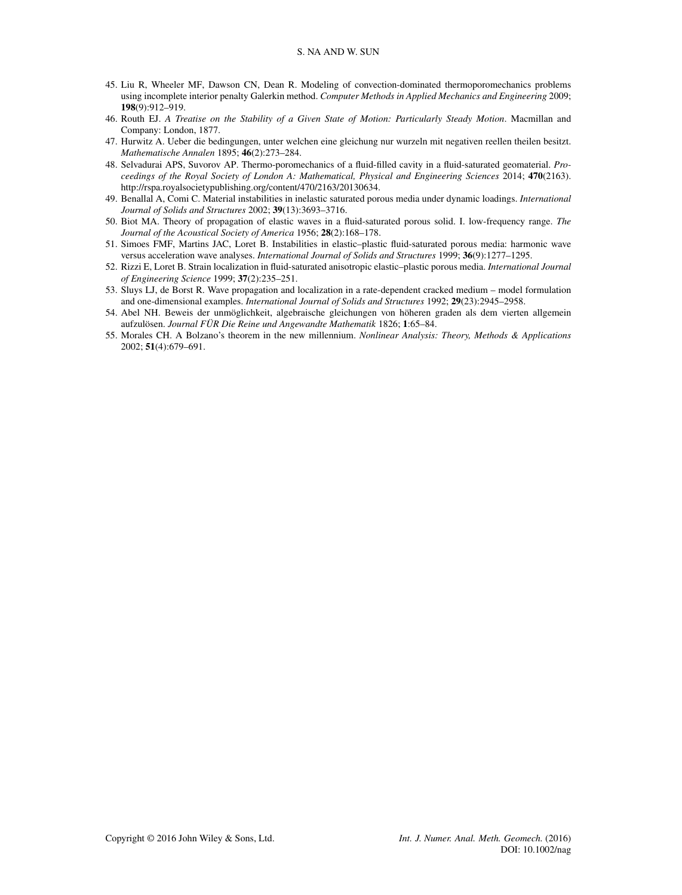45. Liu R, Wheeler MF, Dawson CN, Dean R. Modeling of convection-dominated thermoporomechanics problems using incomplete interior penalty Galerkin method. *Computer Methods in Applied Mechanics and Engineering* 2009; **198**(9):912–919.
46. Routh EJ. *A Treatise on the Stability of a Given State of Motion: Particularly Steady Motion*. Macmillan and Company: London, 1877.
47. Hurwitz A. Ueber die bedingungen, unter welchen eine gleichung nur wurzeln mit negativen reellen theilen besitzt. *Mathematische Annalen* 1895; **46**(2):273–284.
48. Selvadurai APS, Suvorov AP. Thermo-poromechanics of a fluid-filled cavity in a fluid-saturated geomaterial. *Proceedings of the Royal Society of London A: Mathematical, Physical and Engineering Sciences* 2014; **470**(2163). http://rspa.royalsocietypublishing.org/content/470/2163/20130634.
49. Benallal A, Comi C. Material instabilities in inelastic saturated porous media under dynamic loadings. *International Journal of Solids and Structures* 2002; **39**(13):3693–3716.
50. Biot MA. Theory of propagation of elastic waves in a fluid-saturated porous solid. I. low-frequency range. *The Journal of the Acoustical Society of America* 1956; **28**(2):168–178.
51. Simoes FMF, Martins JAC, Loret B. Instabilities in elastic–plastic fluid-saturated porous media: harmonic wave versus acceleration wave analyses. *International Journal of Solids and Structures* 1999; **36**(9):1277–1295.
52. Rizzi E, Loret B. Strain localization in fluid-saturated anisotropic elastic–plastic porous media. *International Journal of Engineering Science* 1999; **37**(2):235–251.
53. Sluys LJ, de Borst R. Wave propagation and localization in a rate-dependent cracked medium – model formulation and one-dimensional examples. *International Journal of Solids and Structures* 1992; **29**(23):2945–2958.
54. Abel NH. Beweis der unmöglichkeit, algebraische gleichungen von höheren graden als dem vierten allgemein aufzulösen. *Journal FÜR Die Reine und Angewandte Mathematik* 1826; **1**:65–84.
55. Morales CH. A Bolzano's theorem in the new millennium. *Nonlinear Analysis: Theory, Methods & Applications* 2002; **51**(4):679–691.